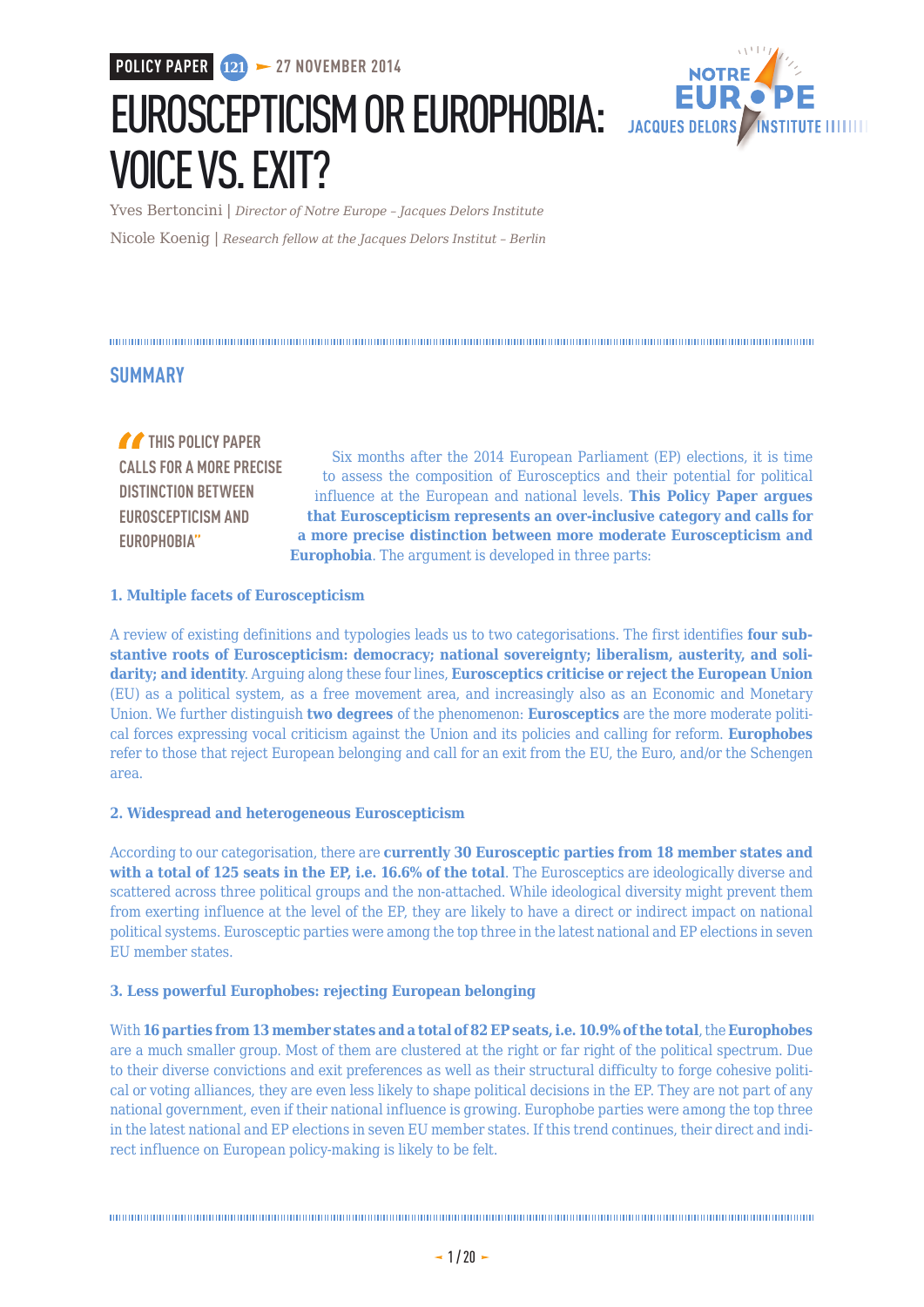POLICY PAPER 121 — 27 NOVEMBER 2014

# EUROSCEPTICISM OR EUROPHOBIA: VOICE VS. EXIT?

Yves Bertoncini | *Director of Notre Europe – Jacques Delors Institute*

Nicole Koenig | *Research fellow at the Jacques Delors Institut – Berlin*

## SUMMARY

> "THIS POLICY PAPER CALLS FOR A MORE PRECISE DISTINCTION BETWEEN EUROSCEPTICISM AND EUROPHOBIA"

Six months after the 2014 European Parliament (EP) elections, it is time to assess the composition of Eurosceptics and their potential for political influence at the European and national levels. **This Policy Paper argues that Euroscepticism represents an over-inclusive category and calls for a more precise distinction between more moderate Euroscepticism and Europhobia**. The argument is developed in three parts:

### 1. Multiple facets of Euroscepticism

A review of existing definitions and typologies leads us to two categorisations. The first identifies **four substantive roots of Euroscepticism: democracy; national sovereignty; liberalism, austerity, and solidarity; and identity**. Arguing along these four lines, **Eurosceptics criticise or reject the European Union** (EU) as a political system, as a free movement area, and increasingly also as an Economic and Monetary Union. We further distinguish **two degrees** of the phenomenon: **Eurosceptics** are the more moderate political forces expressing vocal criticism against the Union and its policies and calling for reform. **Europhobes** refer to those that reject European belonging and call for an exit from the EU, the Euro, and/or the Schengen area.

### 2. Widespread and heterogeneous Euroscepticism

According to our categorisation, there are **currently 30 Eurosceptic parties from 18 member states and with a total of 125 seats in the EP, i.e. 16.6% of the total**. The Eurosceptics are ideologically diverse and scattered across three political groups and the non-attached. While ideological diversity might prevent them from exerting influence at the level of the EP, they are likely to have a direct or indirect impact on national political systems. Eurosceptic parties were among the top three in the latest national and EP elections in seven EU member states.

### 3. Less powerful Europhobes: rejecting European belonging

With **16 parties from 13 member states and a total of 82 EP seats, i.e. 10.9% of the total**, the **Europhobes** are a much smaller group. Most of them are clustered at the right or far right of the political spectrum. Due to their diverse convictions and exit preferences as well as their structural difficulty to forge cohesive political or voting alliances, they are even less likely to shape political decisions in the EP. They are not part of any national government, even if their national influence is growing. Europhobe parties were among the top three in the latest national and EP elections in seven EU member states. If this trend continues, their direct and indirect influence on European policy-making is likely to be felt.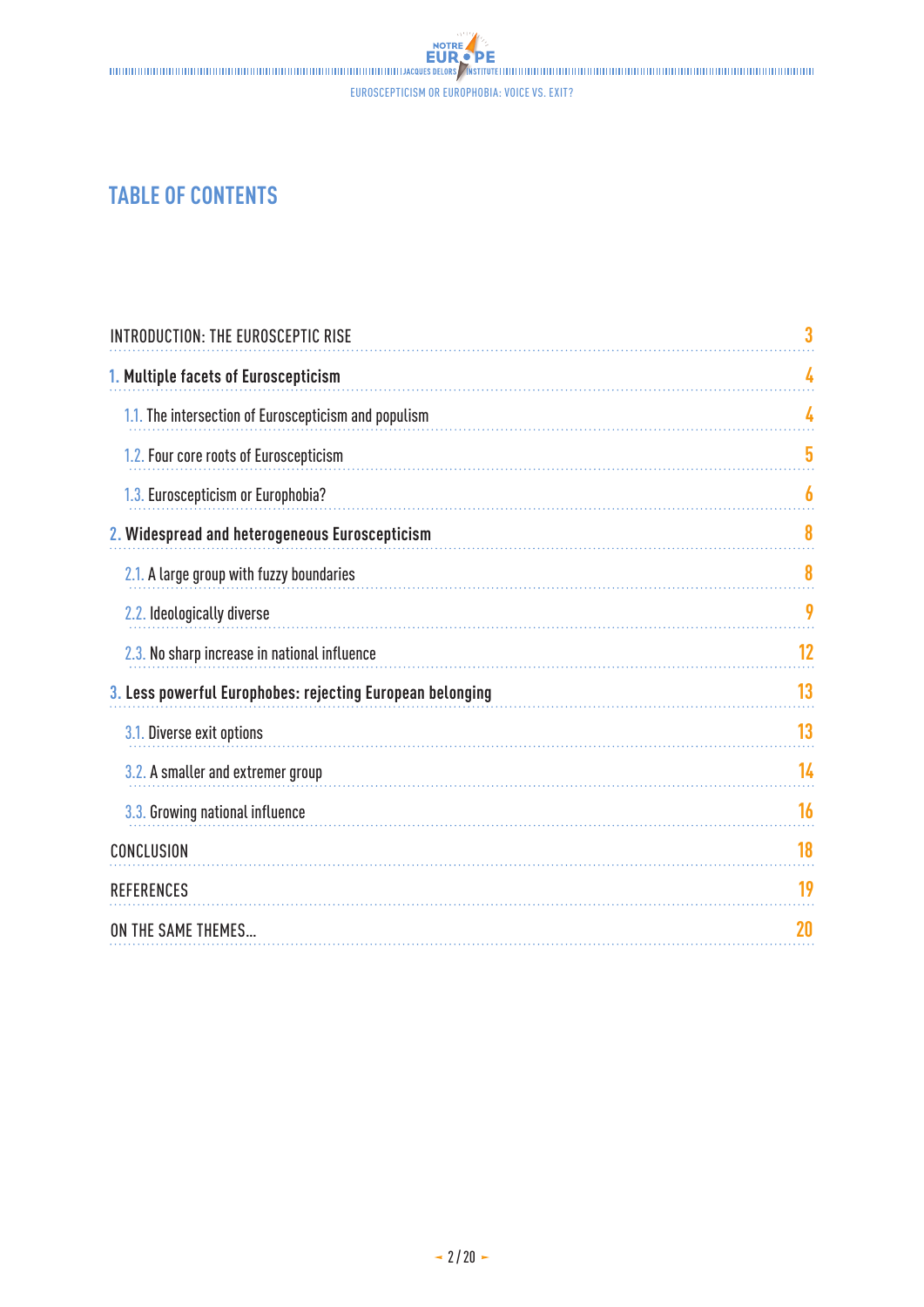# TABLE OF CONTENTS

| | |
|---|---|
| INTRODUCTION: THE EUROSCEPTIC RISE | 3 |
| **1. Multiple facets of Euroscepticism** | **4** |
| 1.1. The intersection of Euroscepticism and populism | 4 |
| 1.2. Four core roots of Euroscepticism | 5 |
| 1.3. Euroscepticism or Europhobia? | 6 |
| **2. Widespread and heterogeneous Euroscepticism** | **8** |
| 2.1. A large group with fuzzy boundaries | 8 |
| 2.2. Ideologically diverse | 9 |
| 2.3. No sharp increase in national influence | 12 |
| **3. Less powerful Europhobes: rejecting European belonging** | **13** |
| 3.1. Diverse exit options | 13 |
| 3.2. A smaller and extremer group | 14 |
| 3.3. Growing national influence | 16 |
| CONCLUSION | 18 |
| REFERENCES | 19 |
| ON THE SAME THEMES... | 20 |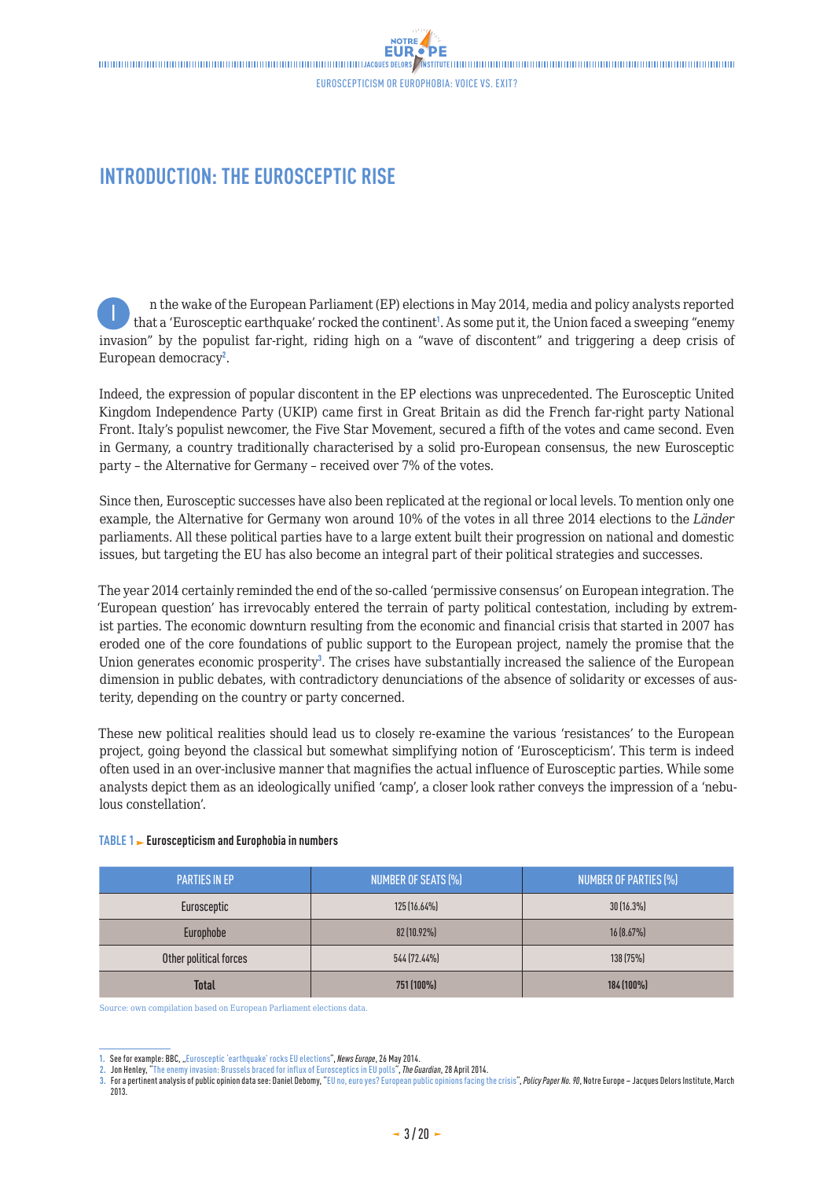# INTRODUCTION: THE EUROSCEPTIC RISE

In the wake of the European Parliament (EP) elections in May 2014, media and policy analysts reported that a 'Eurosceptic earthquake' rocked the continent[1]. As some put it, the Union faced a sweeping "enemy invasion" by the populist far-right, riding high on a "wave of discontent" and triggering a deep crisis of European democracy[2].

Indeed, the expression of popular discontent in the EP elections was unprecedented. The Eurosceptic United Kingdom Independence Party (UKIP) came first in Great Britain as did the French far-right party National Front. Italy's populist newcomer, the Five Star Movement, secured a fifth of the votes and came second. Even in Germany, a country traditionally characterised by a solid pro-European consensus, the new Eurosceptic party – the Alternative for Germany – received over 7% of the votes.

Since then, Eurosceptic successes have also been replicated at the regional or local levels. To mention only one example, the Alternative for Germany won around 10% of the votes in all three 2014 elections to the *Länder* parliaments. All these political parties have to a large extent built their progression on national and domestic issues, but targeting the EU has also become an integral part of their political strategies and successes.

The year 2014 certainly reminded the end of the so-called 'permissive consensus' on European integration. The 'European question' has irrevocably entered the terrain of party political contestation, including by extremist parties. The economic downturn resulting from the economic and financial crisis that started in 2007 has eroded one of the core foundations of public support to the European project, namely the promise that the Union generates economic prosperity[3]. The crises have substantially increased the salience of the European dimension in public debates, with contradictory denunciations of the absence of solidarity or excesses of austerity, depending on the country or party concerned.

These new political realities should lead us to closely re-examine the various 'resistances' to the European project, going beyond the classical but somewhat simplifying notion of 'Euroscepticism'. This term is indeed often used in an over-inclusive manner that magnifies the actual influence of Eurosceptic parties. While some analysts depict them as an ideologically unified 'camp', a closer look rather conveys the impression of a 'nebulous constellation'.

**TABLE 1 ► Euroscepticism and Europhobia in numbers**

| PARTIES IN EP | NUMBER OF SEATS (%) | NUMBER OF PARTIES (%) |
|---|---|---|
| Eurosceptic | 125 (16.64%) | 30 (16.3%) |
| Europhobe | 82 (10.92%) | 16 (8.67%) |
| Other political forces | 544 (72.44%) | 138 (75%) |
| **Total** | **751 (100%)** | **184 (100%)** |

Source: own compilation based on European Parliament elections data.

1. See for example: BBC, „Eurosceptic 'earthquake' rocks EU elections", *News Europe*, 26 May 2014.
2. Jon Henley, "The enemy invasion: Brussels braced for influx of Eurosceptics in EU polls", *The Guardian*, 28 April 2014.
3. For a pertinent analysis of public opinion data see: Daniel Debomy, "EU no, euro yes? European public opinions facing the crisis", *Policy Paper No. 90*, Notre Europe – Jacques Delors Institute, March 2013.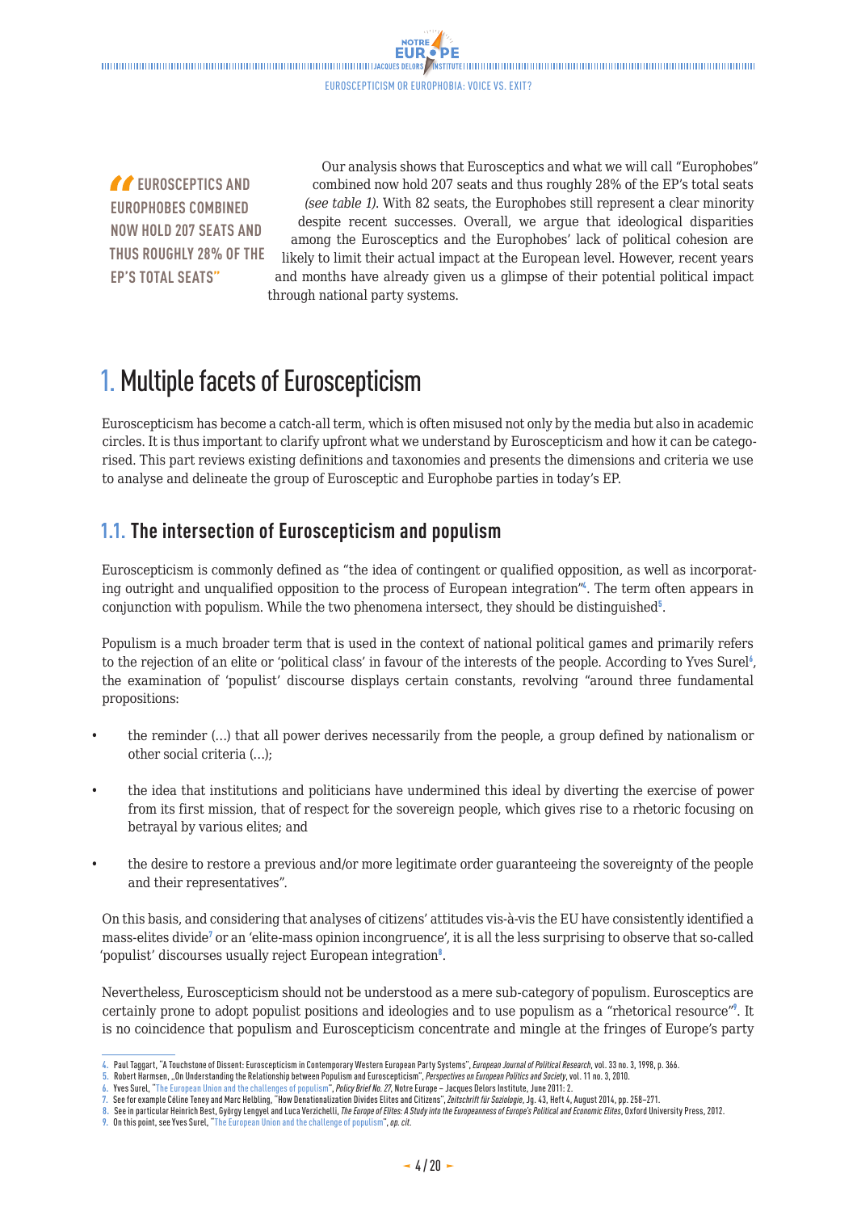> **"EUROSCEPTICS AND EUROPHOBES COMBINED NOW HOLD 207 SEATS AND THUS ROUGHLY 28% OF THE EP'S TOTAL SEATS"**

Our analysis shows that Eurosceptics and what we will call "Europhobes" combined now hold 207 seats and thus roughly 28% of the EP's total seats *(see table 1)*. With 82 seats, the Europhobes still represent a clear minority despite recent successes. Overall, we argue that ideological disparities among the Eurosceptics and the Europhobes' lack of political cohesion are likely to limit their actual impact at the European level. However, recent years and months have already given us a glimpse of their potential political impact through national party systems.

# 1. Multiple facets of Euroscepticism

Euroscepticism has become a catch-all term, which is often misused not only by the media but also in academic circles. It is thus important to clarify upfront what we understand by Euroscepticism and how it can be categorised. This part reviews existing definitions and taxonomies and presents the dimensions and criteria we use to analyse and delineate the group of Eurosceptic and Europhobe parties in today's EP.

## 1.1. The intersection of Euroscepticism and populism

Euroscepticism is commonly defined as "the idea of contingent or qualified opposition, as well as incorporating outright and unqualified opposition to the process of European integration"[4]. The term often appears in conjunction with populism. While the two phenomena intersect, they should be distinguished[5].

Populism is a much broader term that is used in the context of national political games and primarily refers to the rejection of an elite or 'political class' in favour of the interests of the people. According to Yves Surel[6], the examination of 'populist' discourse displays certain constants, revolving "around three fundamental propositions:

- the reminder (...) that all power derives necessarily from the people, a group defined by nationalism or other social criteria (...);
- the idea that institutions and politicians have undermined this ideal by diverting the exercise of power from its first mission, that of respect for the sovereign people, which gives rise to a rhetoric focusing on betrayal by various elites; and
- the desire to restore a previous and/or more legitimate order guaranteeing the sovereignty of the people and their representatives".

On this basis, and considering that analyses of citizens' attitudes vis-à-vis the EU have consistently identified a mass-elites divide[7] or an 'elite-mass opinion incongruence', it is all the less surprising to observe that so-called 'populist' discourses usually reject European integration[8].

Nevertheless, Euroscepticism should not be understood as a mere sub-category of populism. Eurosceptics are certainly prone to adopt populist positions and ideologies and to use populism as a "rhetorical resource"[9]. It is no coincidence that populism and Euroscepticism concentrate and mingle at the fringes of Europe's party

---

4. Paul Taggart, "A Touchstone of Dissent: Euroscepticism in Contemporary Western European Party Systems", *European Journal of Political Research*, vol. 33 no. 3, 1998, p. 366.
5. Robert Harmsen, „On Understanding the Relationship between Populism and Euroscepticism", *Perspectives on European Politics and Society*, vol. 11 no. 3, 2010.
6. Yves Surel, "The European Union and the challenges of populism", *Policy Brief No. 27*, Notre Europe – Jacques Delors Institute, June 2011: 2.
7. See for example Céline Teney and Marc Helbling, "How Denationalization Divides Elites and Citizens", *Zeitschrift für Soziologie*, Jg. 43, Heft 4, August 2014, pp. 258–271.
8. See in particular Heinrich Best, György Lengyel and Luca Verzichelli, *The Europe of Elites: A Study into the Europeanness of Europe's Political and Economic Elites*, Oxford University Press, 2012.
9. On this point, see Yves Surel, "The European Union and the challenge of populism", *op. cit.*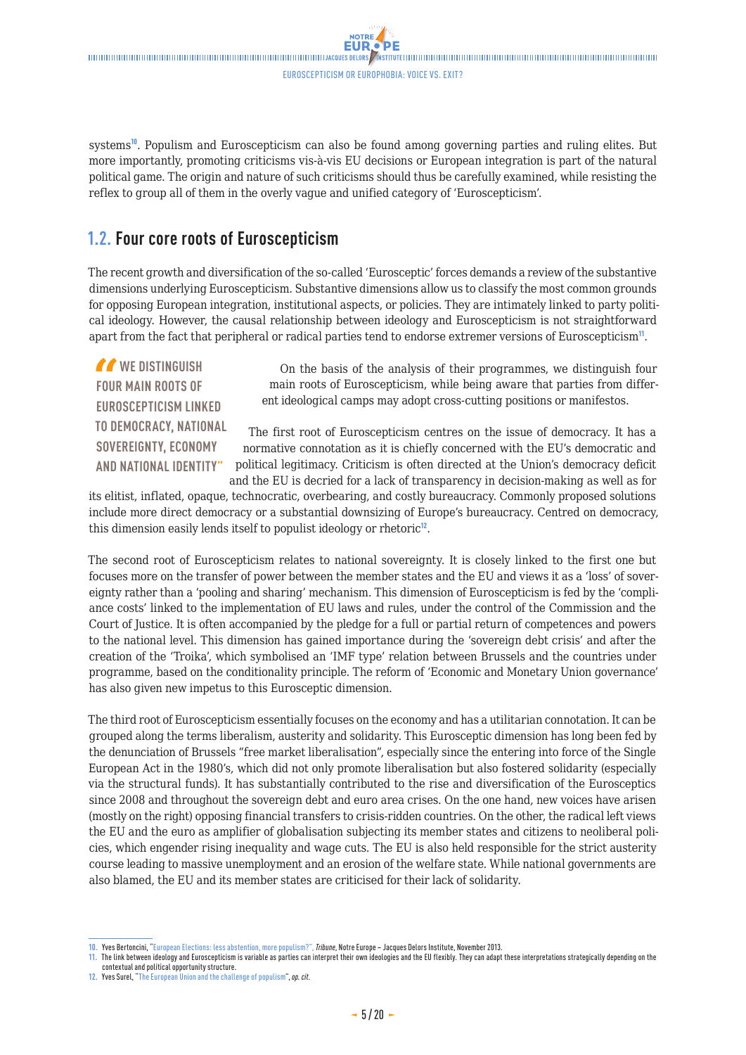systems[10]. Populism and Euroscepticism can also be found among governing parties and ruling elites. But more importantly, promoting criticisms vis-à-vis EU decisions or European integration is part of the natural political game. The origin and nature of such criticisms should thus be carefully examined, while resisting the reflex to group all of them in the overly vague and unified category of 'Euroscepticism'.

## 1.2. Four core roots of Euroscepticism

The recent growth and diversification of the so-called 'Eurosceptic' forces demands a review of the substantive dimensions underlying Euroscepticism. Substantive dimensions allow us to classify the most common grounds for opposing European integration, institutional aspects, or policies. They are intimately linked to party political ideology. However, the causal relationship between ideology and Euroscepticism is not straightforward apart from the fact that peripheral or radical parties tend to endorse extremer versions of Euroscepticism[11].

> "WE DISTINGUISH FOUR MAIN ROOTS OF EUROSCEPTICISM LINKED TO DEMOCRACY, NATIONAL SOVEREIGNTY, ECONOMY AND NATIONAL IDENTITY"

On the basis of the analysis of their programmes, we distinguish four main roots of Euroscepticism, while being aware that parties from different ideological camps may adopt cross-cutting positions or manifestos.

The first root of Euroscepticism centres on the issue of democracy. It has a normative connotation as it is chiefly concerned with the EU's democratic and political legitimacy. Criticism is often directed at the Union's democracy deficit and the EU is decried for a lack of transparency in decision-making as well as for its elitist, inflated, opaque, technocratic, overbearing, and costly bureaucracy. Commonly proposed solutions include more direct democracy or a substantial downsizing of Europe's bureaucracy. Centred on democracy, this dimension easily lends itself to populist ideology or rhetoric[12].

The second root of Euroscepticism relates to national sovereignty. It is closely linked to the first one but focuses more on the transfer of power between the member states and the EU and views it as a 'loss' of sovereignty rather than a 'pooling and sharing' mechanism. This dimension of Euroscepticism is fed by the 'compliance costs' linked to the implementation of EU laws and rules, under the control of the Commission and the Court of Justice. It is often accompanied by the pledge for a full or partial return of competences and powers to the national level. This dimension has gained importance during the 'sovereign debt crisis' and after the creation of the 'Troika', which symbolised an 'IMF type' relation between Brussels and the countries under programme, based on the conditionality principle. The reform of 'Economic and Monetary Union governance' has also given new impetus to this Eurosceptic dimension.

The third root of Euroscepticism essentially focuses on the economy and has a utilitarian connotation. It can be grouped along the terms liberalism, austerity and solidarity. This Eurosceptic dimension has long been fed by the denunciation of Brussels "free market liberalisation", especially since the entering into force of the Single European Act in the 1980's, which did not only promote liberalisation but also fostered solidarity (especially via the structural funds). It has substantially contributed to the rise and diversification of the Eurosceptics since 2008 and throughout the sovereign debt and euro area crises. On the one hand, new voices have arisen (mostly on the right) opposing financial transfers to crisis-ridden countries. On the other, the radical left views the EU and the euro as amplifier of globalisation subjecting its member states and citizens to neoliberal policies, which engender rising inequality and wage cuts. The EU is also held responsible for the strict austerity course leading to massive unemployment and an erosion of the welfare state. While national governments are also blamed, the EU and its member states are criticised for their lack of solidarity.

---

10. Yves Bertoncini, "European Elections: less abstention, more populism?", *Tribune*, Notre Europe – Jacques Delors Institute, November 2013.
11. The link between ideology and Euroscepticism is variable as parties can interpret their own ideologies and the EU flexibly. They can adapt these interpretations strategically depending on the contextual and political opportunity structure.
12. Yves Surel, "The European Union and the challenge of populism", *op. cit.*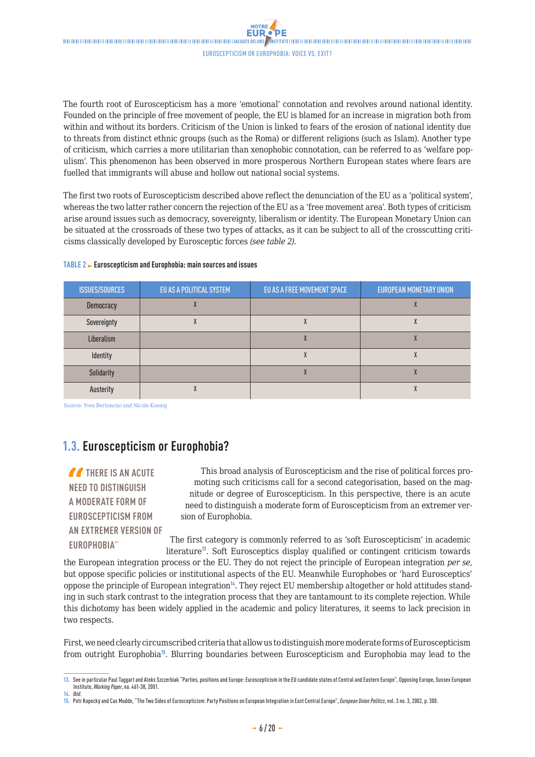The fourth root of Euroscepticism has a more 'emotional' connotation and revolves around national identity. Founded on the principle of free movement of people, the EU is blamed for an increase in migration both from within and without its borders. Criticism of the Union is linked to fears of the erosion of national identity due to threats from distinct ethnic groups (such as the Roma) or different religions (such as Islam). Another type of criticism, which carries a more utilitarian than xenophobic connotation, can be referred to as 'welfare populism'. This phenomenon has been observed in more prosperous Northern European states where fears are fuelled that immigrants will abuse and hollow out national social systems.

The first two roots of Euroscepticism described above reflect the denunciation of the EU as a 'political system', whereas the two latter rather concern the rejection of the EU as a 'free movement area'. Both types of criticism arise around issues such as democracy, sovereignty, liberalism or identity. The European Monetary Union can be situated at the crossroads of these two types of attacks, as it can be subject to all of the crosscutting criticisms classically developed by Eurosceptic forces *(see table 2)*.

**TABLE 2 ► Euroscepticism and Europhobia: main sources and issues**

| ISSUES/SOURCES | EU AS A POLITICAL SYSTEM | EU AS A FREE MOVEMENT SPACE | EUROPEAN MONETARY UNION |
|---|---|---|---|
| Democracy | X | | X |
| Sovereignty | X | X | X |
| Liberalism | | X | X |
| Identity | | X | X |
| Solidarity | | X | X |
| Austerity | X | | X |

Source: Yves Bertoncini and Nicole Koenig

## 1.3. Euroscepticism or Europhobia?

> "THERE IS AN ACUTE NEED TO DISTINGUISH A MODERATE FORM OF EUROSCEPTICISM FROM AN EXTREMER VERSION OF EUROPHOBIA"

This broad analysis of Euroscepticism and the rise of political forces promoting such criticisms call for a second categorisation, based on the magnitude or degree of Euroscepticism. In this perspective, there is an acute need to distinguish a moderate form of Euroscepticism from an extremer version of Europhobia.

The first category is commonly referred to as 'soft Euroscepticism' in academic literature[13]. Soft Eurosceptics display qualified or contingent criticism towards the European integration process or the EU. They do not reject the principle of European integration *per se*, but oppose specific policies or institutional aspects of the EU. Meanwhile Europhobes or 'hard Eurosceptics' oppose the principle of European integration[14]. They reject EU membership altogether or hold attitudes standing in such stark contrast to the integration process that they are tantamount to its complete rejection. While this dichotomy has been widely applied in the academic and policy literatures, it seems to lack precision in two respects.

First, we need clearly circumscribed criteria that allow us to distinguish more moderate forms of Euroscepticism from outright Europhobia[15]. Blurring boundaries between Euroscepticism and Europhobia may lead to the

---

13. See in particular Paul Taggart and Aleks Szczerbiak "Parties, positions and Europe: Euroscepticism in the EU candidate states of Central and Eastern Europe", Opposing Europe, Sussex European Institute, *Working Paper*, no. 461-38, 2001.
14. *Ibid*.
15. Petr Kopecký and Cas Mudde, "The Two Sides of Euroscepticism: Party Positions on European Integration in East Central Europe", *European Union Politics*, vol. 3 no. 3, 2002, p. 300.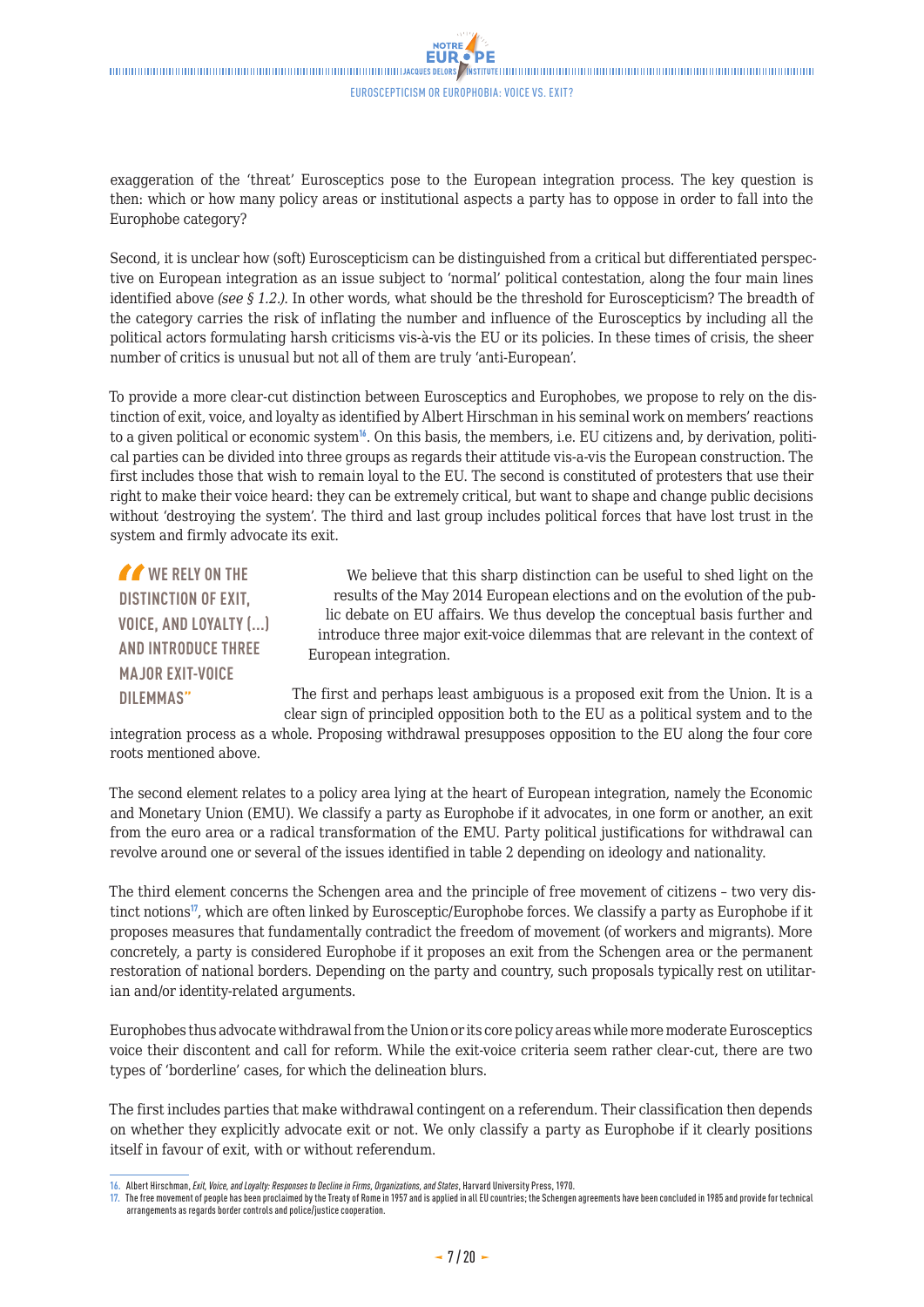exaggeration of the 'threat' Eurosceptics pose to the European integration process. The key question is then: which or how many policy areas or institutional aspects a party has to oppose in order to fall into the Europhobe category?

Second, it is unclear how (soft) Euroscepticism can be distinguished from a critical but differentiated perspective on European integration as an issue subject to 'normal' political contestation, along the four main lines identified above *(see § 1.2.)*. In other words, what should be the threshold for Euroscepticism? The breadth of the category carries the risk of inflating the number and influence of the Eurosceptics by including all the political actors formulating harsh criticisms vis-à-vis the EU or its policies. In these times of crisis, the sheer number of critics is unusual but not all of them are truly 'anti-European'.

To provide a more clear-cut distinction between Eurosceptics and Europhobes, we propose to rely on the distinction of exit, voice, and loyalty as identified by Albert Hirschman in his seminal work on members' reactions to a given political or economic system[16]. On this basis, the members, i.e. EU citizens and, by derivation, political parties can be divided into three groups as regards their attitude vis-a-vis the European construction. The first includes those that wish to remain loyal to the EU. The second is constituted of protesters that use their right to make their voice heard: they can be extremely critical, but want to shape and change public decisions without 'destroying the system'. The third and last group includes political forces that have lost trust in the system and firmly advocate its exit.

> **"WE RELY ON THE DISTINCTION OF EXIT, VOICE, AND LOYALTY (...) AND INTRODUCE THREE MAJOR EXIT-VOICE DILEMMAS"**

We believe that this sharp distinction can be useful to shed light on the results of the May 2014 European elections and on the evolution of the public debate on EU affairs. We thus develop the conceptual basis further and introduce three major exit-voice dilemmas that are relevant in the context of European integration.

The first and perhaps least ambiguous is a proposed exit from the Union. It is a clear sign of principled opposition both to the EU as a political system and to the integration process as a whole. Proposing withdrawal presupposes opposition to the EU along the four core roots mentioned above.

The second element relates to a policy area lying at the heart of European integration, namely the Economic and Monetary Union (EMU). We classify a party as Europhobe if it advocates, in one form or another, an exit from the euro area or a radical transformation of the EMU. Party political justifications for withdrawal can revolve around one or several of the issues identified in table 2 depending on ideology and nationality.

The third element concerns the Schengen area and the principle of free movement of citizens – two very distinct notions[17], which are often linked by Eurosceptic/Europhobe forces. We classify a party as Europhobe if it proposes measures that fundamentally contradict the freedom of movement (of workers and migrants). More concretely, a party is considered Europhobe if it proposes an exit from the Schengen area or the permanent restoration of national borders. Depending on the party and country, such proposals typically rest on utilitarian and/or identity-related arguments.

Europhobes thus advocate withdrawal from the Union or its core policy areas while more moderate Eurosceptics voice their discontent and call for reform. While the exit-voice criteria seem rather clear-cut, there are two types of 'borderline' cases, for which the delineation blurs.

The first includes parties that make withdrawal contingent on a referendum. Their classification then depends on whether they explicitly advocate exit or not. We only classify a party as Europhobe if it clearly positions itself in favour of exit, with or without referendum.

---

16. Albert Hirschman, *Exit, Voice, and Loyalty: Responses to Decline in Firms, Organizations, and States*, Harvard University Press, 1970.

17. The free movement of people has been proclaimed by the Treaty of Rome in 1957 and is applied in all EU countries; the Schengen agreements have been concluded in 1985 and provide for technical arrangements as regards border controls and police/justice cooperation.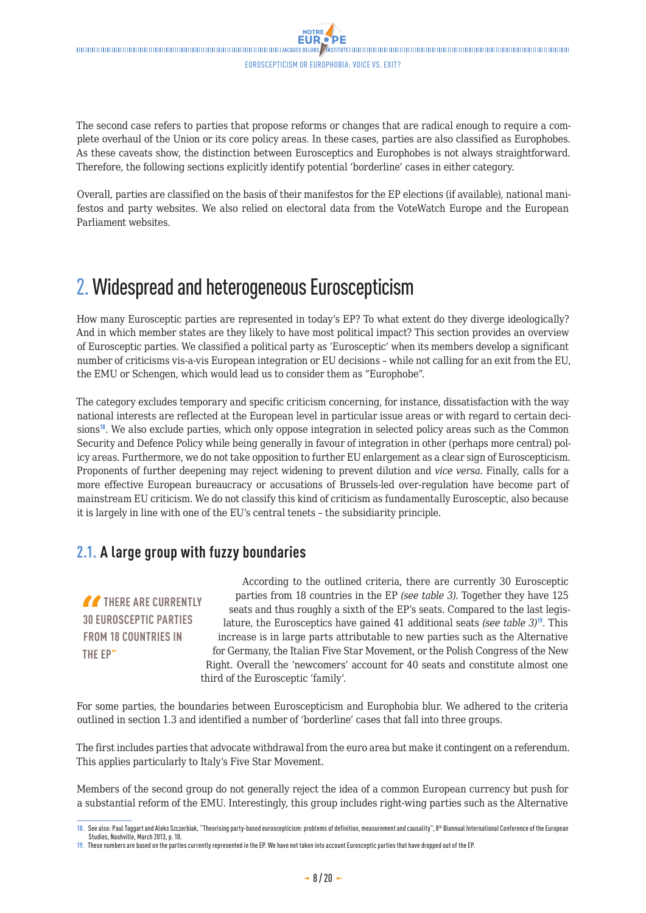The second case refers to parties that propose reforms or changes that are radical enough to require a complete overhaul of the Union or its core policy areas. In these cases, parties are also classified as Europhobes. As these caveats show, the distinction between Eurosceptics and Europhobes is not always straightforward. Therefore, the following sections explicitly identify potential 'borderline' cases in either category.

Overall, parties are classified on the basis of their manifestos for the EP elections (if available), national manifestos and party websites. We also relied on electoral data from the VoteWatch Europe and the European Parliament websites.

# 2. Widespread and heterogeneous Euroscepticism

How many Eurosceptic parties are represented in today's EP? To what extent do they diverge ideologically? And in which member states are they likely to have most political impact? This section provides an overview of Eurosceptic parties. We classified a political party as 'Eurosceptic' when its members develop a significant number of criticisms vis-a-vis European integration or EU decisions – while not calling for an exit from the EU, the EMU or Schengen, which would lead us to consider them as "Europhobe".

The category excludes temporary and specific criticism concerning, for instance, dissatisfaction with the way national interests are reflected at the European level in particular issue areas or with regard to certain decisions[18]. We also exclude parties, which only oppose integration in selected policy areas such as the Common Security and Defence Policy while being generally in favour of integration in other (perhaps more central) policy areas. Furthermore, we do not take opposition to further EU enlargement as a clear sign of Euroscepticism. Proponents of further deepening may reject widening to prevent dilution and *vice versa*. Finally, calls for a more effective European bureaucracy or accusations of Brussels-led over-regulation have become part of mainstream EU criticism. We do not classify this kind of criticism as fundamentally Eurosceptic, also because it is largely in line with one of the EU's central tenets – the subsidiarity principle.

## 2.1. A large group with fuzzy boundaries

> "There are currently 30 Eurosceptic parties from 18 countries in the EP"

According to the outlined criteria, there are currently 30 Eurosceptic parties from 18 countries in the EP *(see table 3)*. Together they have 125 seats and thus roughly a sixth of the EP's seats. Compared to the last legislature, the Eurosceptics have gained 41 additional seats *(see table 3)*[19]. This increase is in large parts attributable to new parties such as the Alternative for Germany, the Italian Five Star Movement, or the Polish Congress of the New Right. Overall the 'newcomers' account for 40 seats and constitute almost one third of the Eurosceptic 'family'.

For some parties, the boundaries between Euroscepticism and Europhobia blur. We adhered to the criteria outlined in section 1.3 and identified a number of 'borderline' cases that fall into three groups.

The first includes parties that advocate withdrawal from the euro area but make it contingent on a referendum. This applies particularly to Italy's Five Star Movement.

Members of the second group do not generally reject the idea of a common European currency but push for a substantial reform of the EMU. Interestingly, this group includes right-wing parties such as the Alternative

---

18. See also: Paul Taggart and Aleks Szczerbiak, "Theorising party-based euroscepticism: problems of definition, measurement and causality", 8th Biannual International Conference of the European Studies, Nashville, March 2013, p. 10.

19. These numbers are based on the parties currently represented in the EP. We have not taken into account Eurosceptic parties that have dropped out of the EP.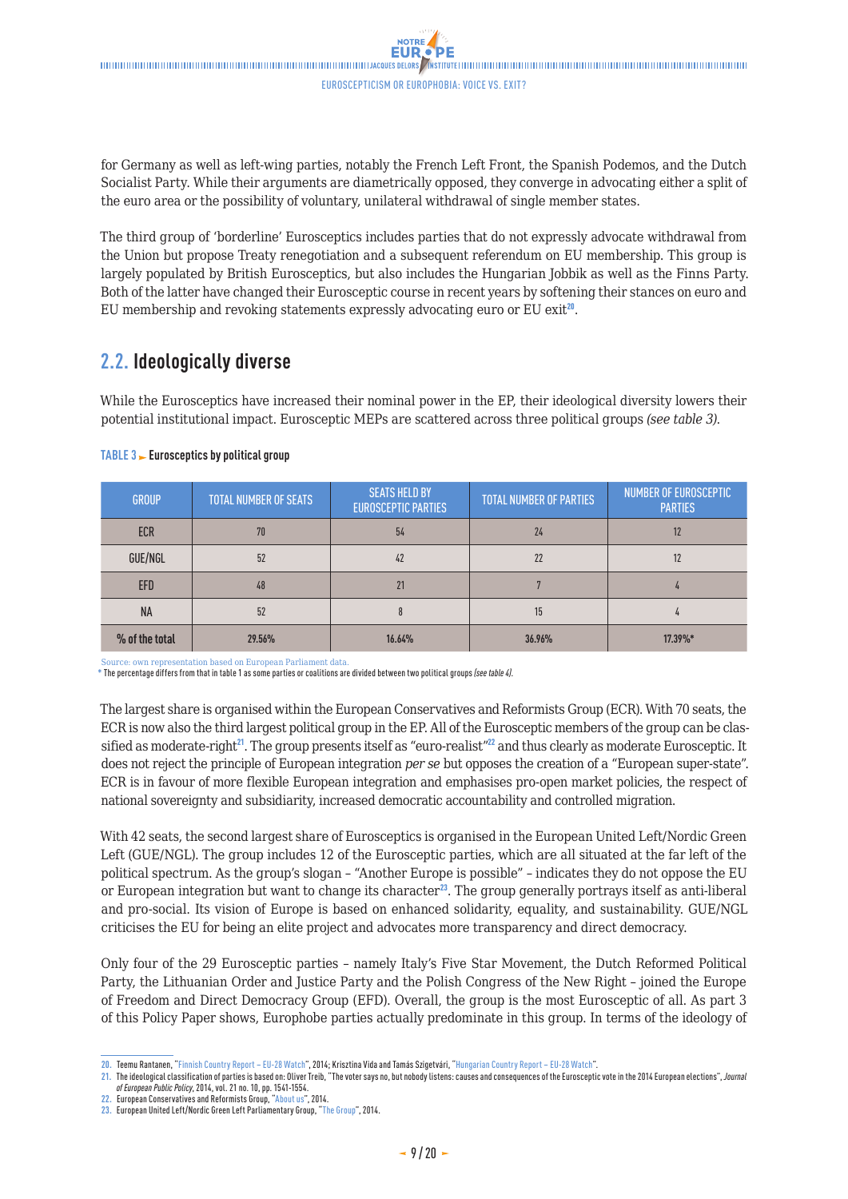for Germany as well as left-wing parties, notably the French Left Front, the Spanish Podemos, and the Dutch Socialist Party. While their arguments are diametrically opposed, they converge in advocating either a split of the euro area or the possibility of voluntary, unilateral withdrawal of single member states.

The third group of 'borderline' Eurosceptics includes parties that do not expressly advocate withdrawal from the Union but propose Treaty renegotiation and a subsequent referendum on EU membership. This group is largely populated by British Eurosceptics, but also includes the Hungarian Jobbik as well as the Finns Party. Both of the latter have changed their Eurosceptic course in recent years by softening their stances on euro and EU membership and revoking statements expressly advocating euro or EU exit[20].

## 2.2. Ideologically diverse

While the Eurosceptics have increased their nominal power in the EP, their ideological diversity lowers their potential institutional impact. Eurosceptic MEPs are scattered across three political groups *(see table 3)*.

**TABLE 3 ► Eurosceptics by political group**

| GROUP | TOTAL NUMBER OF SEATS | SEATS HELD BY EUROSCEPTIC PARTIES | TOTAL NUMBER OF PARTIES | NUMBER OF EUROSCEPTIC PARTIES |
|---|---|---|---|---|
| ECR | 70 | 54 | 24 | 12 |
| GUE/NGL | 52 | 42 | 22 | 12 |
| EFD | 48 | 21 | 7 | 4 |
| NA | 52 | 8 | 15 | 4 |
| % of the total | 29.56% | 16.64% | 36.96% | 17.39%* |

Source: own representation based on European Parliament data.
\* The percentage differs from that in table 1 as some parties or coalitions are divided between two political groups *(see table 4)*.

The largest share is organised within the European Conservatives and Reformists Group (ECR). With 70 seats, the ECR is now also the third largest political group in the EP. All of the Eurosceptic members of the group can be classified as moderate-right[21]. The group presents itself as "euro-realist"[22] and thus clearly as moderate Eurosceptic. It does not reject the principle of European integration *per se* but opposes the creation of a "European super-state". ECR is in favour of more flexible European integration and emphasises pro-open market policies, the respect of national sovereignty and subsidiarity, increased democratic accountability and controlled migration.

With 42 seats, the second largest share of Eurosceptics is organised in the European United Left/Nordic Green Left (GUE/NGL). The group includes 12 of the Eurosceptic parties, which are all situated at the far left of the political spectrum. As the group's slogan – "Another Europe is possible" – indicates they do not oppose the EU or European integration but want to change its character[23]. The group generally portrays itself as anti-liberal and pro-social. Its vision of Europe is based on enhanced solidarity, equality, and sustainability. GUE/NGL criticises the EU for being an elite project and advocates more transparency and direct democracy.

Only four of the 29 Eurosceptic parties – namely Italy's Five Star Movement, the Dutch Reformed Political Party, the Lithuanian Order and Justice Party and the Polish Congress of the New Right – joined the Europe of Freedom and Direct Democracy Group (EFD). Overall, the group is the most Eurosceptic of all. As part 3 of this Policy Paper shows, Europhobe parties actually predominate in this group. In terms of the ideology of

---

20. Teemu Rantanen, "Finnish Country Report – EU-28 Watch", 2014; Krisztina Vida and Tamás Szigetvári, "Hungarian Country Report – EU-28 Watch".
21. The ideological classification of parties is based on: Oliver Treib, "The voter says no, but nobody listens: causes and consequences of the Eurosceptic vote in the 2014 European elections", *Journal of European Public Policy*, 2014, vol. 21 no. 10, pp. 1541-1554.
22. European Conservatives and Reformists Group, "About us", 2014.
23. European United Left/Nordic Green Left Parliamentary Group, "The Group", 2014.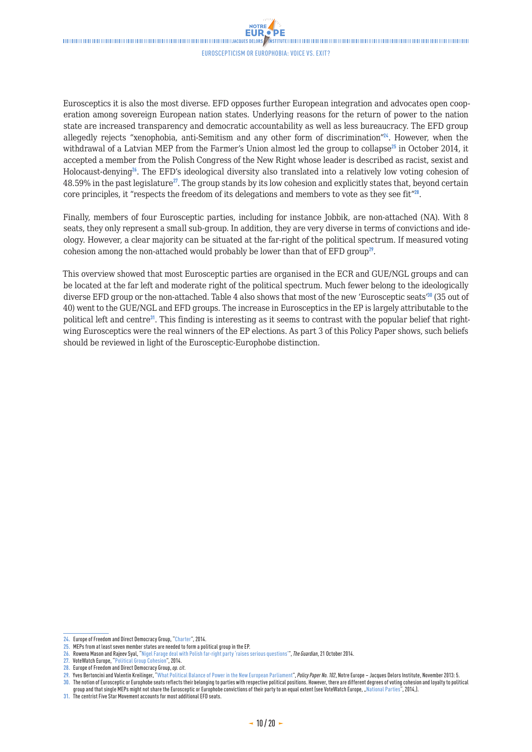Eurosceptics it is also the most diverse. EFD opposes further European integration and advocates open cooperation among sovereign European nation states. Underlying reasons for the return of power to the nation state are increased transparency and democratic accountability as well as less bureaucracy. The EFD group allegedly rejects "xenophobia, anti-Semitism and any other form of discrimination"[24]. However, when the withdrawal of a Latvian MEP from the Farmer's Union almost led the group to collapse[25] in October 2014, it accepted a member from the Polish Congress of the New Right whose leader is described as racist, sexist and Holocaust-denying[26]. The EFD's ideological diversity also translated into a relatively low voting cohesion of 48.59% in the past legislature[27]. The group stands by its low cohesion and explicitly states that, beyond certain core principles, it "respects the freedom of its delegations and members to vote as they see fit"[28].

Finally, members of four Eurosceptic parties, including for instance Jobbik, are non-attached (NA). With 8 seats, they only represent a small sub-group. In addition, they are very diverse in terms of convictions and ideology. However, a clear majority can be situated at the far-right of the political spectrum. If measured voting cohesion among the non-attached would probably be lower than that of EFD group[29].

This overview showed that most Eurosceptic parties are organised in the ECR and GUE/NGL groups and can be located at the far left and moderate right of the political spectrum. Much fewer belong to the ideologically diverse EFD group or the non-attached. Table 4 also shows that most of the new 'Eurosceptic seats'[30] (35 out of 40) went to the GUE/NGL and EFD groups. The increase in Eurosceptics in the EP is largely attributable to the political left and centre[31]. This finding is interesting as it seems to contrast with the popular belief that right-wing Eurosceptics were the real winners of the EP elections. As part 3 of this Policy Paper shows, such beliefs should be reviewed in light of the Eurosceptic-Europhobe distinction.

---

24. Europe of Freedom and Direct Democracy Group, "Charter", 2014.
25. MEPs from at least seven member states are needed to form a political group in the EP.
26. Rowena Mason and Rajeev Syal, "Nigel Farage deal with Polish far-right party 'raises serious questions'", *The Guardian*, 21 October 2014.
27. VoteWatch Europe, "Political Group Cohesion", 2014.
28. Europe of Freedom and Direct Democracy Group, *op. cit.*
29. Yves Bertoncini and Valentin Kreilinger, "What Political Balance of Power in the New European Parliament", *Policy Paper No. 102*, Notre Europe – Jacques Delors Institute, November 2013: 5.
30. The notion of Eurosceptic or Europhobe seats reflects their belonging to parties with respective political positions. However, there are different degrees of voting cohesion and loyalty to political group and that single MEPs might not share the Eurosceptic or Europhobe convictions of their party to an equal extent (see VoteWatch Europe, „National Parties", 2014,).
31. The centrist Five Star Movement accounts for most additional EFD seats.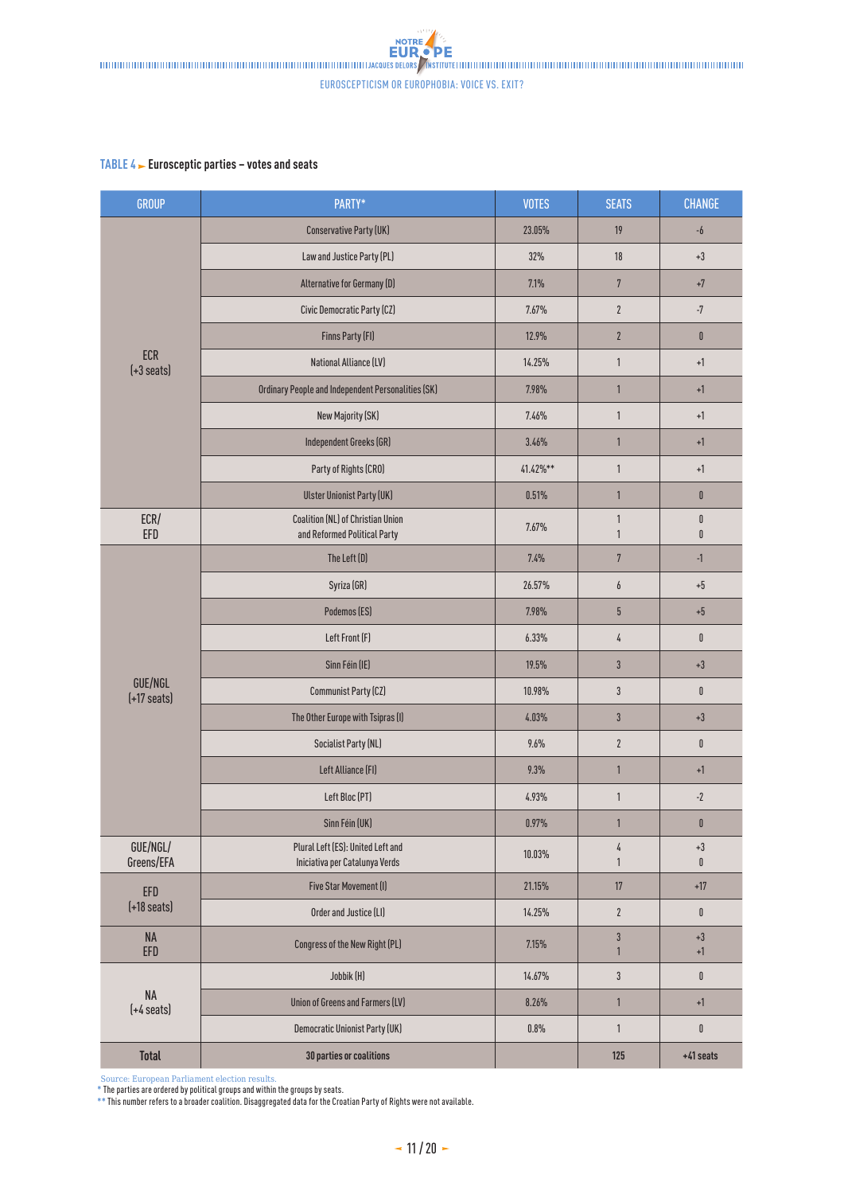**TABLE 4 ► Eurosceptic parties – votes and seats**

| GROUP | PARTY* | VOTES | SEATS | CHANGE |
|---|---|---|---|---|
| ECR (+3 seats) | Conservative Party (UK) | 23.05% | 19 | -6 |
| | Law and Justice Party (PL) | 32% | 18 | +3 |
| | Alternative for Germany (D) | 7.1% | 7 | +7 |
| | Civic Democratic Party (CZ) | 7.67% | 2 | -7 |
| | Finns Party (FI) | 12.9% | 2 | 0 |
| | National Alliance (LV) | 14.25% | 1 | +1 |
| | Ordinary People and Independent Personalities (SK) | 7.98% | 1 | +1 |
| | New Majority (SK) | 7.46% | 1 | +1 |
| | Independent Greeks (GR) | 3.46% | 1 | +1 |
| | Party of Rights (CRO) | 41.42%** | 1 | +1 |
| | Ulster Unionist Party (UK) | 0.51% | 1 | 0 |
| ECR/ EFD | Coalition (NL) of Christian Union and Reformed Political Party | 7.67% | 1 1 | 0 0 |
| GUE/NGL (+17 seats) | The Left (D) | 7.4% | 7 | -1 |
| | Syriza (GR) | 26.57% | 6 | +5 |
| | Podemos (ES) | 7.98% | 5 | +5 |
| | Left Front (F) | 6.33% | 4 | 0 |
| | Sinn Féin (IE) | 19.5% | 3 | +3 |
| | Communist Party (CZ) | 10.98% | 3 | 0 |
| | The Other Europe with Tsipras (I) | 4.03% | 3 | +3 |
| | Socialist Party (NL) | 9.6% | 2 | 0 |
| | Left Alliance (FI) | 9.3% | 1 | +1 |
| | Left Bloc (PT) | 4.93% | 1 | -2 |
| | Sinn Féin (UK) | 0.97% | 1 | 0 |
| GUE/NGL/ Greens/EFA | Plural Left (ES): United Left and Iniciativa per Catalunya Verds | 10.03% | 4 1 | +3 0 |
| EFD (+18 seats) | Five Star Movement (I) | 21.15% | 17 | +17 |
| | Order and Justice (LI) | 14.25% | 2 | 0 |
| NA EFD | Congress of the New Right (PL) | 7.15% | 3 1 | +3 +1 |
| NA (+4 seats) | Jobbik (H) | 14.67% | 3 | 0 |
| | Union of Greens and Farmers (LV) | 8.26% | 1 | +1 |
| | Democratic Unionist Party (UK) | 0.8% | 1 | 0 |
| **Total** | **30 parties or coalitions** | | **125** | **+41 seats** |

Source: European Parliament election results.
* The parties are ordered by political groups and within the groups by seats.
** This number refers to a broader coalition. Disaggregated data for the Croatian Party of Rights were not available.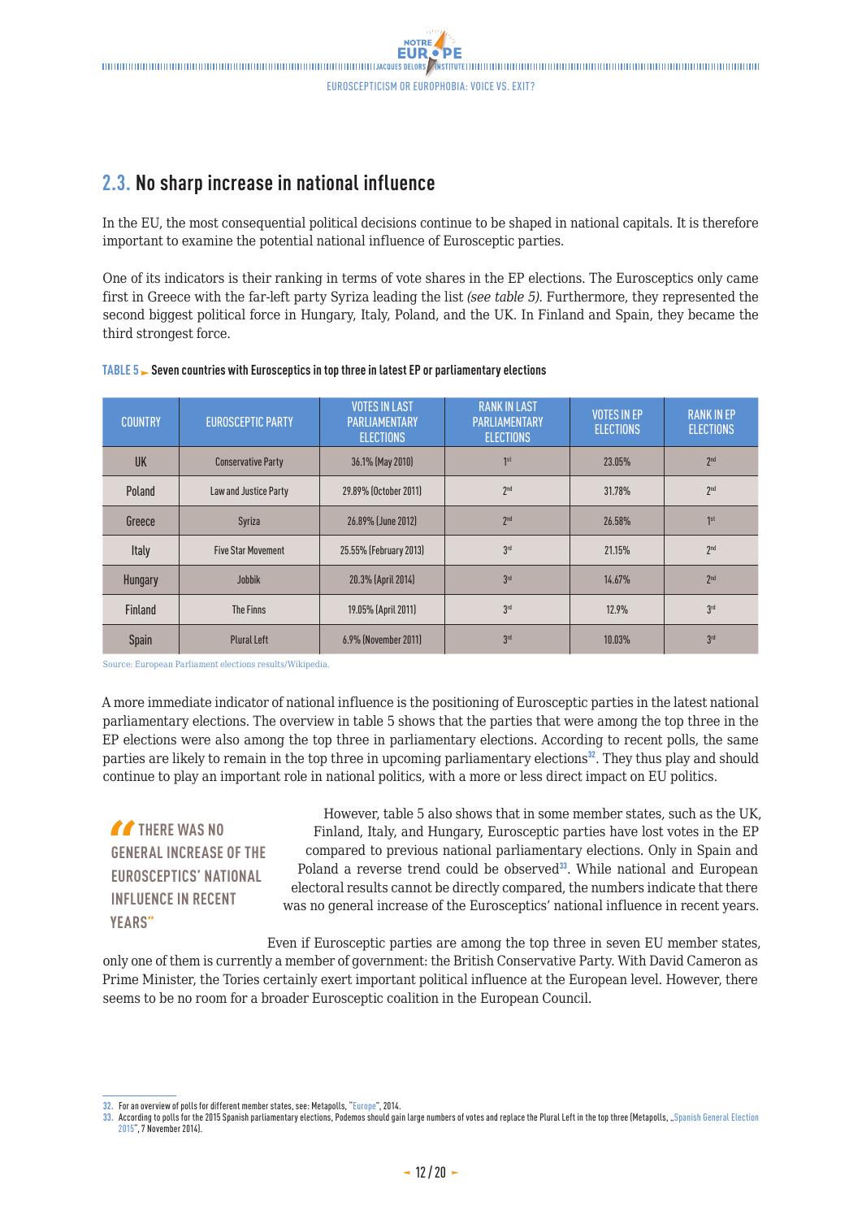## 2.3. No sharp increase in national influence

In the EU, the most consequential political decisions continue to be shaped in national capitals. It is therefore important to examine the potential national influence of Eurosceptic parties.

One of its indicators is their ranking in terms of vote shares in the EP elections. The Eurosceptics only came first in Greece with the far-left party Syriza leading the list *(see table 5)*. Furthermore, they represented the second biggest political force in Hungary, Italy, Poland, and the UK. In Finland and Spain, they became the third strongest force.

**TABLE 5 ► Seven countries with Eurosceptics in top three in latest EP or parliamentary elections**

| COUNTRY | EUROSCEPTIC PARTY | VOTES IN LAST PARLIAMENTARY ELECTIONS | RANK IN LAST PARLIAMENTARY ELECTIONS | VOTES IN EP ELECTIONS | RANK IN EP ELECTIONS |
|---|---|---|---|---|---|
| UK | Conservative Party | 36.1% (May 2010) | 1st | 23.05% | 2nd |
| Poland | Law and Justice Party | 29.89% (October 2011) | 2nd | 31.78% | 2nd |
| Greece | Syriza | 26.89% (June 2012) | 2nd | 26.58% | 1st |
| Italy | Five Star Movement | 25.55% (February 2013) | 3rd | 21.15% | 2nd |
| Hungary | Jobbik | 20.3% (April 2014) | 3rd | 14.67% | 2nd |
| Finland | The Finns | 19.05% (April 2011) | 3rd | 12.9% | 3rd |
| Spain | Plural Left | 6.9% (November 2011) | 3rd | 10.03% | 3rd |

Source: European Parliament elections results/Wikipedia.

A more immediate indicator of national influence is the positioning of Eurosceptic parties in the latest national parliamentary elections. The overview in table 5 shows that the parties that were among the top three in the EP elections were also among the top three in parliamentary elections. According to recent polls, the same parties are likely to remain in the top three in upcoming parliamentary elections[32]. They thus play and should continue to play an important role in national politics, with a more or less direct impact on EU politics.

> "THERE WAS NO GENERAL INCREASE OF THE EUROSCEPTICS' NATIONAL INFLUENCE IN RECENT YEARS"

However, table 5 also shows that in some member states, such as the UK, Finland, Italy, and Hungary, Eurosceptic parties have lost votes in the EP compared to previous national parliamentary elections. Only in Spain and Poland a reverse trend could be observed[33]. While national and European electoral results cannot be directly compared, the numbers indicate that there was no general increase of the Eurosceptics' national influence in recent years.

Even if Eurosceptic parties are among the top three in seven EU member states, only one of them is currently a member of government: the British Conservative Party. With David Cameron as Prime Minister, the Tories certainly exert important political influence at the European level. However, there seems to be no room for a broader Eurosceptic coalition in the European Council.

---

32. For an overview of polls for different member states, see: Metapolls, "Europe", 2014.
33. According to polls for the 2015 Spanish parliamentary elections, Podemos should gain large numbers of votes and replace the Plural Left in the top three (Metapolls, „Spanish General Election 2015", 7 November 2014).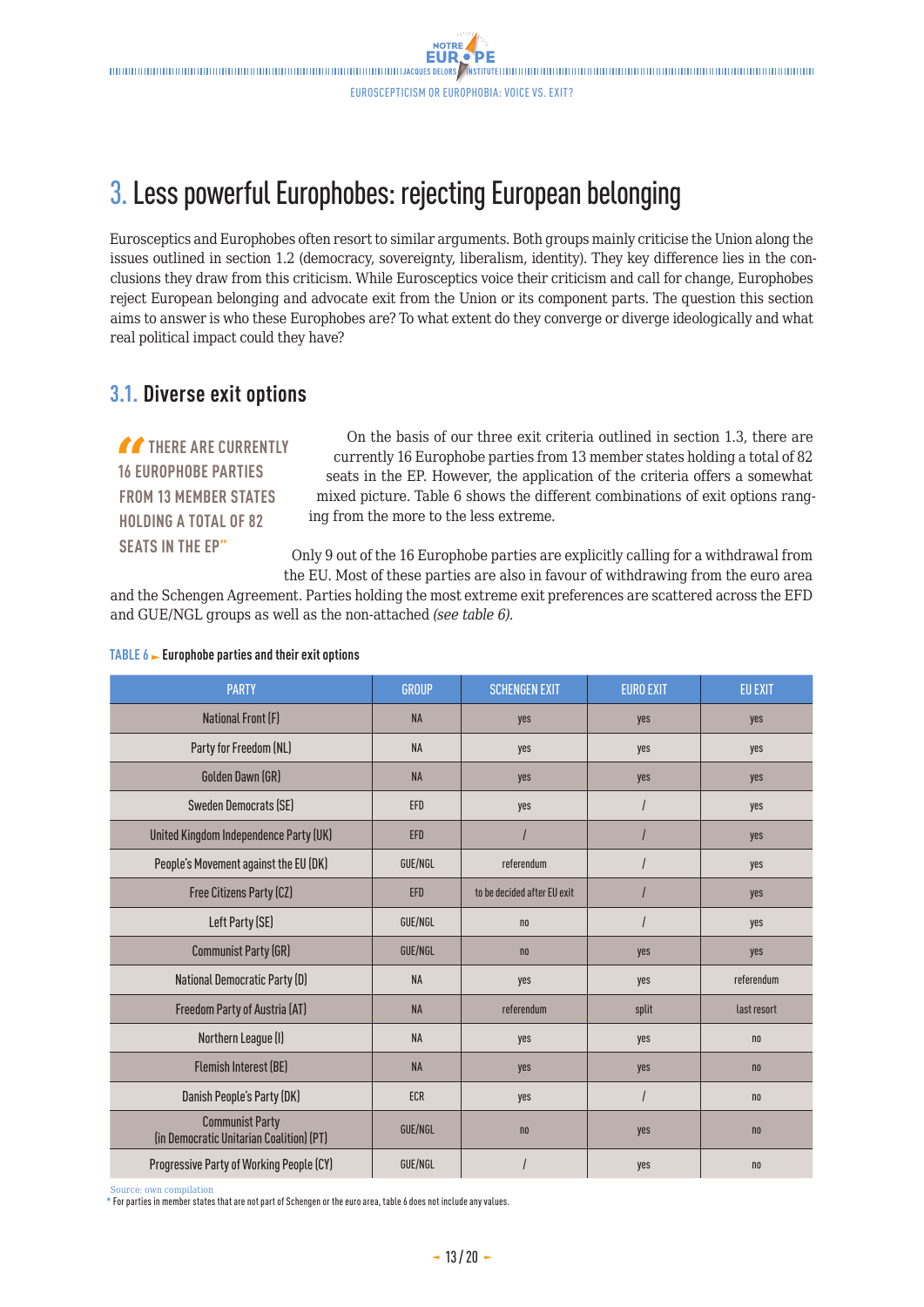# 3. Less powerful Europhobes: rejecting European belonging

Eurosceptics and Europhobes often resort to similar arguments. Both groups mainly criticise the Union along the issues outlined in section 1.2 (democracy, sovereignty, liberalism, identity). They key difference lies in the conclusions they draw from this criticism. While Eurosceptics voice their criticism and call for change, Europhobes reject European belonging and advocate exit from the Union or its component parts. The question this section aims to answer is who these Europhobes are? To what extent do they converge or diverge ideologically and what real political impact could they have?

## 3.1. Diverse exit options

> "THERE ARE CURRENTLY 16 EUROPHOBE PARTIES FROM 13 MEMBER STATES HOLDING A TOTAL OF 82 SEATS IN THE EP"

On the basis of our three exit criteria outlined in section 1.3, there are currently 16 Europhobe parties from 13 member states holding a total of 82 seats in the EP. However, the application of the criteria offers a somewhat mixed picture. Table 6 shows the different combinations of exit options ranging from the more to the less extreme.

Only 9 out of the 16 Europhobe parties are explicitly calling for a withdrawal from the EU. Most of these parties are also in favour of withdrawing from the euro area and the Schengen Agreement. Parties holding the most extreme exit preferences are scattered across the EFD and GUE/NGL groups as well as the non-attached *(see table 6)*.

**TABLE 6 ► Europhobe parties and their exit options**

| PARTY | GROUP | SCHENGEN EXIT | EURO EXIT | EU EXIT |
|---|---|---|---|---|
| National Front (F) | NA | yes | yes | yes |
| Party for Freedom (NL) | NA | yes | yes | yes |
| Golden Dawn (GR) | NA | yes | yes | yes |
| Sweden Democrats (SE) | EFD | yes | / | yes |
| United Kingdom Independence Party (UK) | EFD | / | / | yes |
| People's Movement against the EU (DK) | GUE/NGL | referendum | / | yes |
| Free Citizens Party (CZ) | EFD | to be decided after EU exit | / | yes |
| Left Party (SE) | GUE/NGL | no | / | yes |
| Communist Party (GR) | GUE/NGL | no | yes | yes |
| National Democratic Party (D) | NA | yes | yes | referendum |
| Freedom Party of Austria (AT) | NA | referendum | split | last resort |
| Northern League (I) | NA | yes | yes | no |
| Flemish Interest (BE) | NA | yes | yes | no |
| Danish People's Party (DK) | ECR | yes | / | no |
| Communist Party (in Democratic Unitarian Coalition) (PT) | GUE/NGL | no | yes | no |
| Progressive Party of Working People (CY) | GUE/NGL | / | yes | no |

Source: own compilation

\* For parties in member states that are not part of Schengen or the euro area, table 6 does not include any values.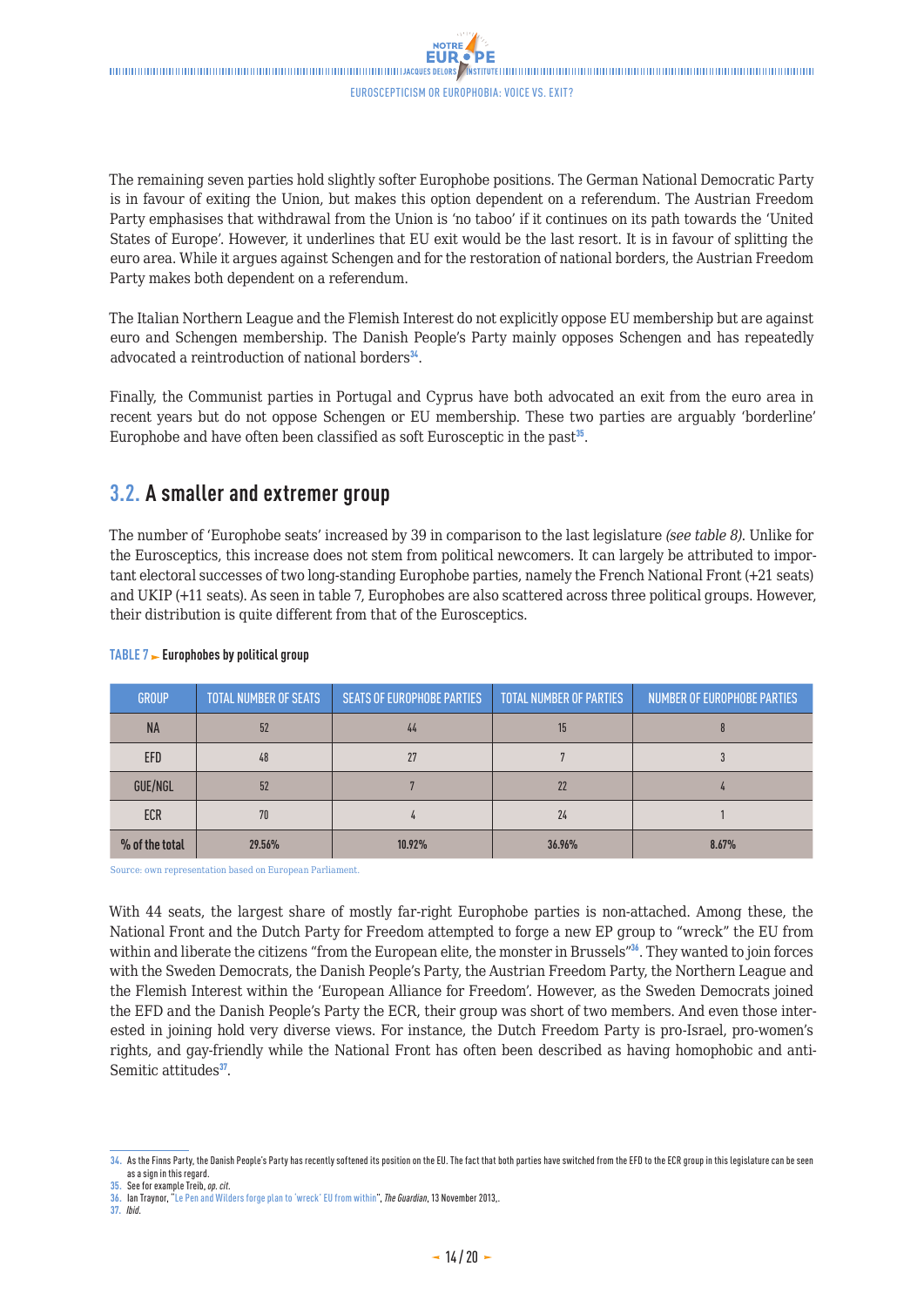The remaining seven parties hold slightly softer Europhobe positions. The German National Democratic Party is in favour of exiting the Union, but makes this option dependent on a referendum. The Austrian Freedom Party emphasises that withdrawal from the Union is 'no taboo' if it continues on its path towards the 'United States of Europe'. However, it underlines that EU exit would be the last resort. It is in favour of splitting the euro area. While it argues against Schengen and for the restoration of national borders, the Austrian Freedom Party makes both dependent on a referendum.

The Italian Northern League and the Flemish Interest do not explicitly oppose EU membership but are against euro and Schengen membership. The Danish People's Party mainly opposes Schengen and has repeatedly advocated a reintroduction of national borders[34].

Finally, the Communist parties in Portugal and Cyprus have both advocated an exit from the euro area in recent years but do not oppose Schengen or EU membership. These two parties are arguably 'borderline' Europhobe and have often been classified as soft Eurosceptic in the past[35].

## 3.2. A smaller and extremer group

The number of 'Europhobe seats' increased by 39 in comparison to the last legislature *(see table 8)*. Unlike for the Eurosceptics, this increase does not stem from political newcomers. It can largely be attributed to important electoral successes of two long-standing Europhobe parties, namely the French National Front (+21 seats) and UKIP (+11 seats). As seen in table 7, Europhobes are also scattered across three political groups. However, their distribution is quite different from that of the Eurosceptics.

**TABLE 7 ► Europhobes by political group**

| GROUP | TOTAL NUMBER OF SEATS | SEATS OF EUROPHOBE PARTIES | TOTAL NUMBER OF PARTIES | NUMBER OF EUROPHOBE PARTIES |
|---|---|---|---|---|
| NA | 52 | 44 | 15 | 8 |
| EFD | 48 | 27 | 7 | 3 |
| GUE/NGL | 52 | 7 | 22 | 4 |
| ECR | 70 | 4 | 24 | 1 |
| % of the total | 29.56% | 10.92% | 36.96% | 8.67% |

Source: own representation based on European Parliament.

With 44 seats, the largest share of mostly far-right Europhobe parties is non-attached. Among these, the National Front and the Dutch Party for Freedom attempted to forge a new EP group to "wreck" the EU from within and liberate the citizens "from the European elite, the monster in Brussels"[36]. They wanted to join forces with the Sweden Democrats, the Danish People's Party, the Austrian Freedom Party, the Northern League and the Flemish Interest within the 'European Alliance for Freedom'. However, as the Sweden Democrats joined the EFD and the Danish People's Party the ECR, their group was short of two members. And even those interested in joining hold very diverse views. For instance, the Dutch Freedom Party is pro-Israel, pro-women's rights, and gay-friendly while the National Front has often been described as having homophobic and anti-Semitic attitudes[37].

---

34. As the Finns Party, the Danish People's Party has recently softened its position on the EU. The fact that both parties have switched from the EFD to the ECR group in this legislature can be seen as a sign in this regard.
35. See for example Treib, *op. cit.*
36. Ian Traynor, "Le Pen and Wilders forge plan to 'wreck' EU from within", *The Guardian*, 13 November 2013,.
37. *Ibid.*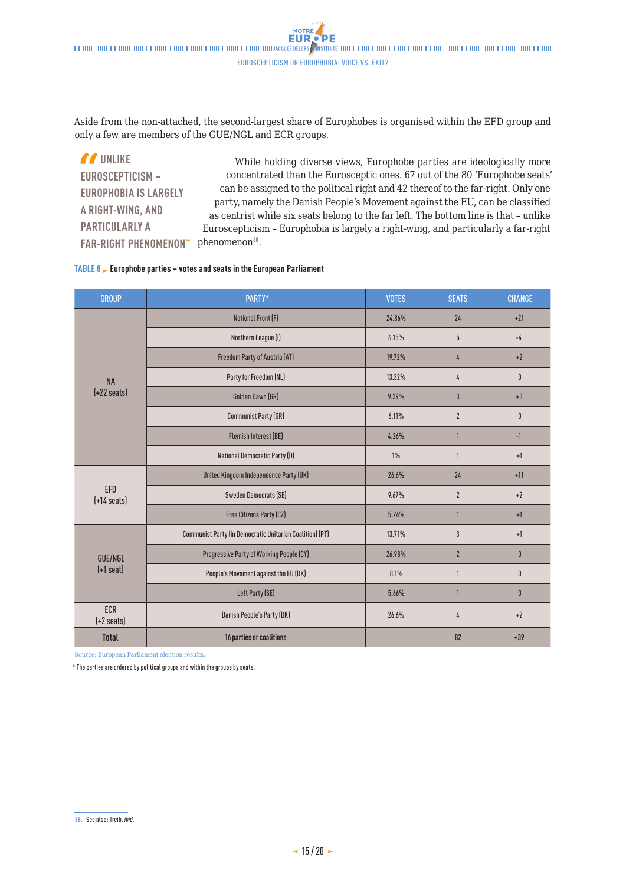Aside from the non-attached, the second-largest share of Europhobes is organised within the EFD group and only a few are members of the GUE/NGL and ECR groups.

> "UNLIKE EUROSCEPTICISM – EUROPHOBIA IS LARGELY A RIGHT-WING, AND PARTICULARLY A FAR-RIGHT PHENOMENON"

While holding diverse views, Europhobe parties are ideologically more concentrated than the Eurosceptic ones. 67 out of the 80 'Europhobe seats' can be assigned to the political right and 42 thereof to the far-right. Only one party, namely the Danish People's Movement against the EU, can be classified as centrist while six seats belong to the far left. The bottom line is that – unlike Euroscepticism – Europhobia is largely a right-wing, and particularly a far-right phenomenon[38].

**TABLE 8 ► Europhobe parties – votes and seats in the European Parliament**

| GROUP | PARTY* | VOTES | SEATS | CHANGE |
|---|---|---|---|---|
| NA (+22 seats) | National Front (F) | 24.86% | 24 | +21 |
| | Northern League (I) | 6.15% | 5 | -4 |
| | Freedom Party of Austria (AT) | 19.72% | 4 | +2 |
| | Party for Freedom (NL) | 13.32% | 4 | 0 |
| | Golden Dawn (GR) | 9.39% | 3 | +3 |
| | Communist Party (GR) | 6.11% | 2 | 0 |
| | Flemish Interest (BE) | 4.26% | 1 | -1 |
| | National Democratic Party (D) | 1% | 1 | +1 |
| EFD (+14 seats) | United Kingdom Independence Party (UK) | 26.6% | 24 | +11 |
| | Sweden Democrats (SE) | 9.67% | 2 | +2 |
| | Free Citizens Party (CZ) | 5.24% | 1 | +1 |
| GUE/NGL (+1 seat) | Communist Party (in Democratic Unitarian Coalition) (PT) | 13.71% | 3 | +1 |
| | Progressive Party of Working People (CY) | 26.98% | 2 | 0 |
| | People's Movement against the EU (DK) | 8.1% | 1 | 0 |
| | Left Party (SE) | 5.66% | 1 | 0 |
| ECR (+2 seats) | Danish People's Party (DK) | 26.6% | 4 | +2 |
| **Total** | **16 parties or coalitions** | | **82** | **+39** |

Source: European Parliament election results.

\* The parties are ordered by political groups and within the groups by seats.

---

38. See also: Treib, *ibid*.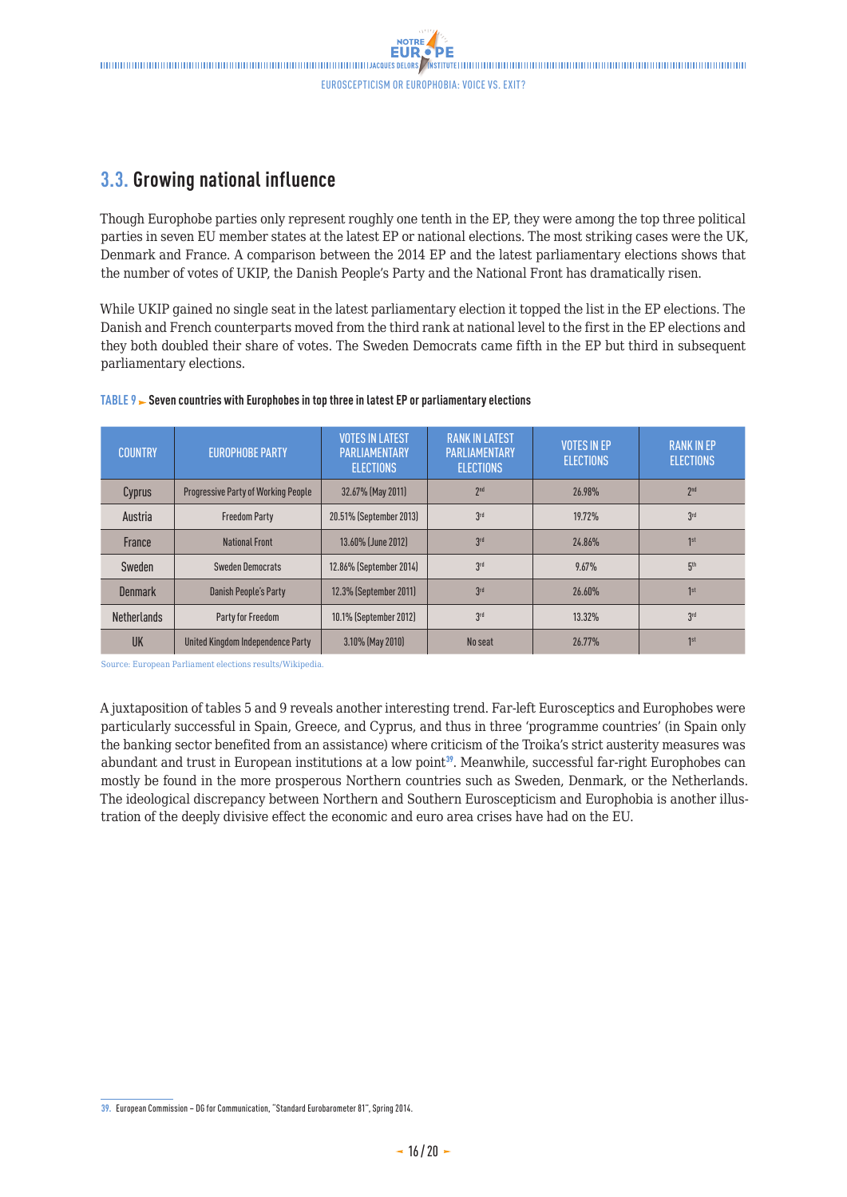## 3.3. Growing national influence

Though Europhobe parties only represent roughly one tenth in the EP, they were among the top three political parties in seven EU member states at the latest EP or national elections. The most striking cases were the UK, Denmark and France. A comparison between the 2014 EP and the latest parliamentary elections shows that the number of votes of UKIP, the Danish People's Party and the National Front has dramatically risen.

While UKIP gained no single seat in the latest parliamentary election it topped the list in the EP elections. The Danish and French counterparts moved from the third rank at national level to the first in the EP elections and they both doubled their share of votes. The Sweden Democrats came fifth in the EP but third in subsequent parliamentary elections.

**TABLE 9 ► Seven countries with Europhobes in top three in latest EP or parliamentary elections**

| COUNTRY | EUROPHOBE PARTY | VOTES IN LATEST PARLIAMENTARY ELECTIONS | RANK IN LATEST PARLIAMENTARY ELECTIONS | VOTES IN EP ELECTIONS | RANK IN EP ELECTIONS |
|---|---|---|---|---|---|
| Cyprus | Progressive Party of Working People | 32.67% (May 2011) | 2nd | 26.98% | 2nd |
| Austria | Freedom Party | 20.51% (September 2013) | 3rd | 19.72% | 3rd |
| France | National Front | 13.60% (June 2012) | 3rd | 24.86% | 1st |
| Sweden | Sweden Democrats | 12.86% (September 2014) | 3rd | 9.67% | 5th |
| Denmark | Danish People's Party | 12.3% (September 2011) | 3rd | 26.60% | 1st |
| Netherlands | Party for Freedom | 10.1% (September 2012) | 3rd | 13.32% | 3rd |
| UK | United Kingdom Independence Party | 3.10% (May 2010) | No seat | 26.77% | 1st |

Source: European Parliament elections results/Wikipedia.

A juxtaposition of tables 5 and 9 reveals another interesting trend. Far-left Eurosceptics and Europhobes were particularly successful in Spain, Greece, and Cyprus, and thus in three 'programme countries' (in Spain only the banking sector benefited from an assistance) where criticism of the Troika's strict austerity measures was abundant and trust in European institutions at a low point[39]. Meanwhile, successful far-right Europhobes can mostly be found in the more prosperous Northern countries such as Sweden, Denmark, or the Netherlands. The ideological discrepancy between Northern and Southern Euroscepticism and Europhobia is another illustration of the deeply divisive effect the economic and euro area crises have had on the EU.

---

39. European Commission – DG for Communication, "Standard Eurobarometer 81", Spring 2014.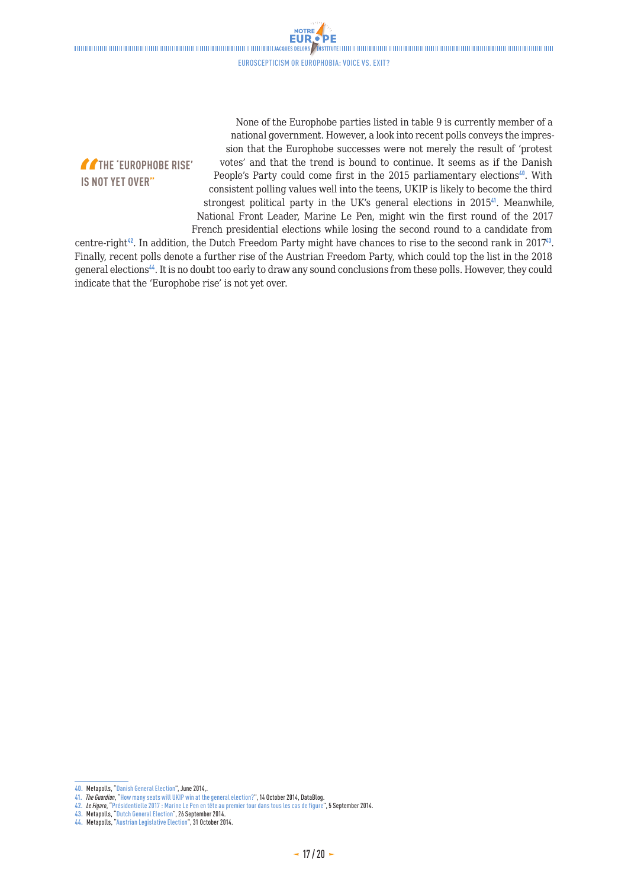> **"THE 'EUROPHOBE RISE' IS NOT YET OVER"**

None of the Europhobe parties listed in table 9 is currently member of a national government. However, a look into recent polls conveys the impression that the Europhobe successes were not merely the result of 'protest votes' and that the trend is bound to continue. It seems as if the Danish People's Party could come first in the 2015 parliamentary elections[40]. With consistent polling values well into the teens, UKIP is likely to become the third strongest political party in the UK's general elections in 2015[41]. Meanwhile, National Front Leader, Marine Le Pen, might win the first round of the 2017 French presidential elections while losing the second round to a candidate from centre-right[42]. In addition, the Dutch Freedom Party might have chances to rise to the second rank in 2017[43]. Finally, recent polls denote a further rise of the Austrian Freedom Party, which could top the list in the 2018 general elections[44]. It is no doubt too early to draw any sound conclusions from these polls. However, they could indicate that the 'Europhobe rise' is not yet over.

---

40. Metapolls, "Danish General Election", June 2014,.
41. *The Guardian*, "How many seats will UKIP win at the general election?", 14 October 2014, DataBlog.
42. *Le Figaro*, "Présidentielle 2017 : Marine Le Pen en tête au premier tour dans tous les cas de figure", 5 September 2014.
43. Metapolls, "Dutch General Election", 26 September 2014.
44. Metapolls, "Austrian Legislative Election", 31 October 2014.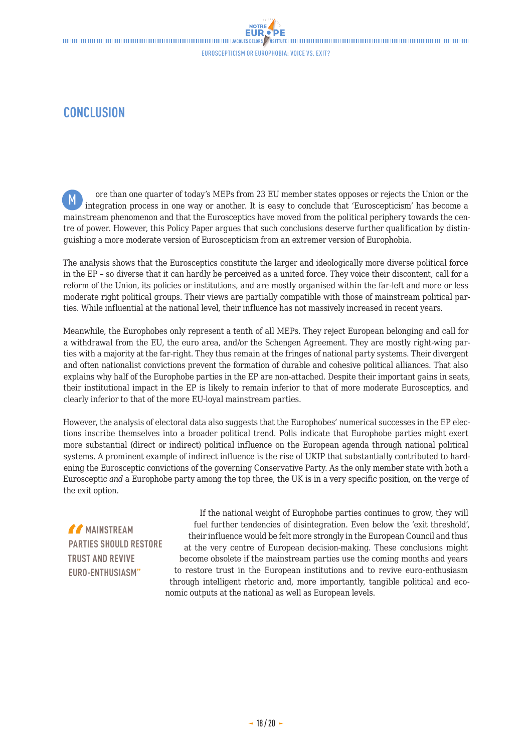## CONCLUSION

More than one quarter of today's MEPs from 23 EU member states opposes or rejects the Union or the integration process in one way or another. It is easy to conclude that 'Euroscepticism' has become a mainstream phenomenon and that the Eurosceptics have moved from the political periphery towards the centre of power. However, this Policy Paper argues that such conclusions deserve further qualification by distinguishing a more moderate version of Euroscepticism from an extremer version of Europhobia.

The analysis shows that the Eurosceptics constitute the larger and ideologically more diverse political force in the EP – so diverse that it can hardly be perceived as a united force. They voice their discontent, call for a reform of the Union, its policies or institutions, and are mostly organised within the far-left and more or less moderate right political groups. Their views are partially compatible with those of mainstream political parties. While influential at the national level, their influence has not massively increased in recent years.

Meanwhile, the Europhobes only represent a tenth of all MEPs. They reject European belonging and call for a withdrawal from the EU, the euro area, and/or the Schengen Agreement. They are mostly right-wing parties with a majority at the far-right. They thus remain at the fringes of national party systems. Their divergent and often nationalist convictions prevent the formation of durable and cohesive political alliances. That also explains why half of the Europhobe parties in the EP are non-attached. Despite their important gains in seats, their institutional impact in the EP is likely to remain inferior to that of more moderate Eurosceptics, and clearly inferior to that of the more EU-loyal mainstream parties.

However, the analysis of electoral data also suggests that the Europhobes' numerical successes in the EP elections inscribe themselves into a broader political trend. Polls indicate that Europhobe parties might exert more substantial (direct or indirect) political influence on the European agenda through national political systems. A prominent example of indirect influence is the rise of UKIP that substantially contributed to hardening the Eurosceptic convictions of the governing Conservative Party. As the only member state with both a Eurosceptic *and* a Europhobe party among the top three, the UK is in a very specific position, on the verge of the exit option.

> **"MAINSTREAM PARTIES SHOULD RESTORE TRUST AND REVIVE EURO-ENTHUSIASM"**

If the national weight of Europhobe parties continues to grow, they will fuel further tendencies of disintegration. Even below the 'exit threshold', their influence would be felt more strongly in the European Council and thus at the very centre of European decision-making. These conclusions might become obsolete if the mainstream parties use the coming months and years to restore trust in the European institutions and to revive euro-enthusiasm through intelligent rhetoric and, more importantly, tangible political and economic outputs at the national as well as European levels.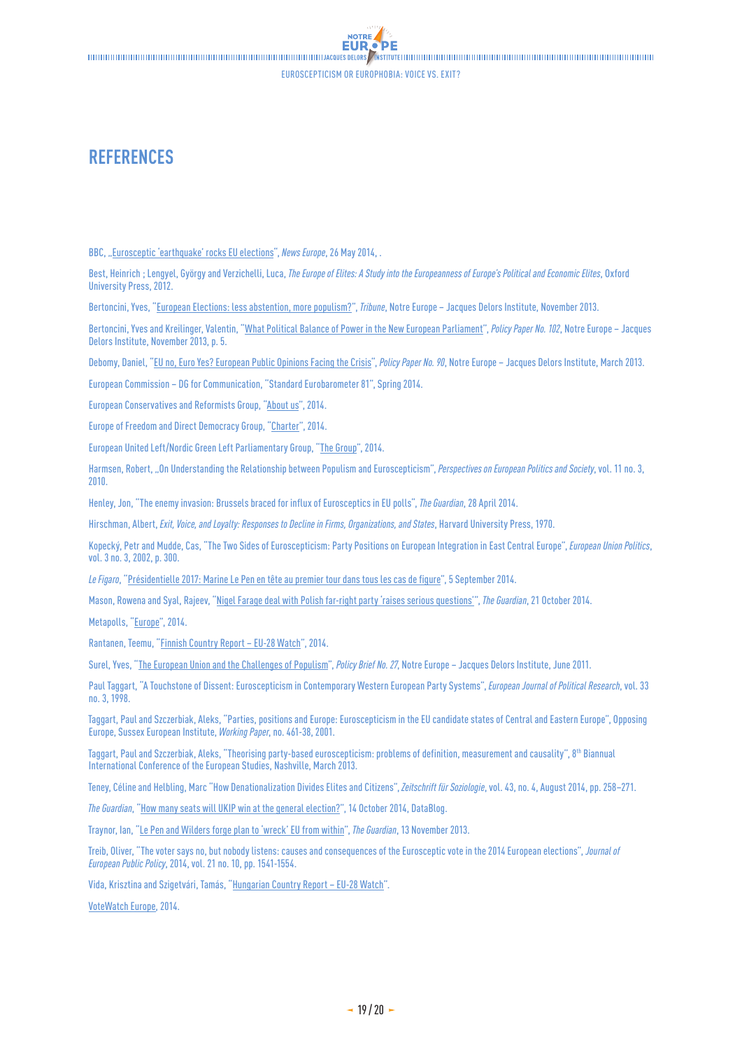# REFERENCES

BBC, „Eurosceptic 'earthquake' rocks EU elections", *News Europe*, 26 May 2014, .

Best, Heinrich ; Lengyel, György and Verzichelli, Luca, *The Europe of Elites: A Study into the Europeanness of Europe's Political and Economic Elites*, Oxford University Press, 2012.

Bertoncini, Yves, "European Elections: less abstention, more populism?", *Tribune*, Notre Europe – Jacques Delors Institute, November 2013.

Bertoncini, Yves and Kreilinger, Valentin, "What Political Balance of Power in the New European Parliament", *Policy Paper No. 102*, Notre Europe – Jacques Delors Institute, November 2013, p. 5.

Debomy, Daniel, "EU no, Euro Yes? European Public Opinions Facing the Crisis", *Policy Paper No. 90*, Notre Europe – Jacques Delors Institute, March 2013.

European Commission – DG for Communication, "Standard Eurobarometer 81", Spring 2014.

European Conservatives and Reformists Group, "About us", 2014.

Europe of Freedom and Direct Democracy Group, "Charter", 2014.

European United Left/Nordic Green Left Parliamentary Group, "The Group", 2014.

Harmsen, Robert, „On Understanding the Relationship between Populism and Euroscepticism", *Perspectives on European Politics and Society*, vol. 11 no. 3, 2010.

Henley, Jon, "The enemy invasion: Brussels braced for influx of Eurosceptics in EU polls", *The Guardian*, 28 April 2014.

Hirschman, Albert, *Exit, Voice, and Loyalty: Responses to Decline in Firms, Organizations, and States*, Harvard University Press, 1970.

Kopecký, Petr and Mudde, Cas, "The Two Sides of Euroscepticism: Party Positions on European Integration in East Central Europe", *European Union Politics*, vol. 3 no. 3, 2002, p. 300.

*Le Figaro*, "Présidentielle 2017: Marine Le Pen en tête au premier tour dans tous les cas de figure", 5 September 2014.

Mason, Rowena and Syal, Rajeev, "Nigel Farage deal with Polish far-right party 'raises serious questions'", *The Guardian*, 21 October 2014.

Metapolls, "Europe", 2014.

Rantanen, Teemu, "Finnish Country Report – EU-28 Watch", 2014.

Surel, Yves, "The European Union and the Challenges of Populism", *Policy Brief No. 27*, Notre Europe – Jacques Delors Institute, June 2011.

Paul Taggart, "A Touchstone of Dissent: Euroscepticism in Contemporary Western European Party Systems", *European Journal of Political Research*, vol. 33 no. 3, 1998.

Taggart, Paul and Szczerbiak, Aleks, "Parties, positions and Europe: Euroscepticism in the EU candidate states of Central and Eastern Europe", Opposing Europe, Sussex European Institute, *Working Paper*, no. 461-38, 2001.

Taggart, Paul and Szczerbiak, Aleks, "Theorising party-based euroscepticism: problems of definition, measurement and causality", 8th Biannual International Conference of the European Studies, Nashville, March 2013.

Teney, Céline and Helbling, Marc "How Denationalization Divides Elites and Citizens", *Zeitschrift für Soziologie*, vol. 43, no. 4, August 2014, pp. 258–271.

*The Guardian*, "How many seats will UKIP win at the general election?", 14 October 2014, DataBlog.

Traynor, Ian, "Le Pen and Wilders forge plan to 'wreck' EU from within", *The Guardian*, 13 November 2013.

Treib, Oliver, "The voter says no, but nobody listens: causes and consequences of the Eurosceptic vote in the 2014 European elections", *Journal of European Public Policy*, 2014, vol. 21 no. 10, pp. 1541-1554.

Vida, Krisztina and Szigetvári, Tamás, "Hungarian Country Report – EU-28 Watch".

VoteWatch Europe, 2014.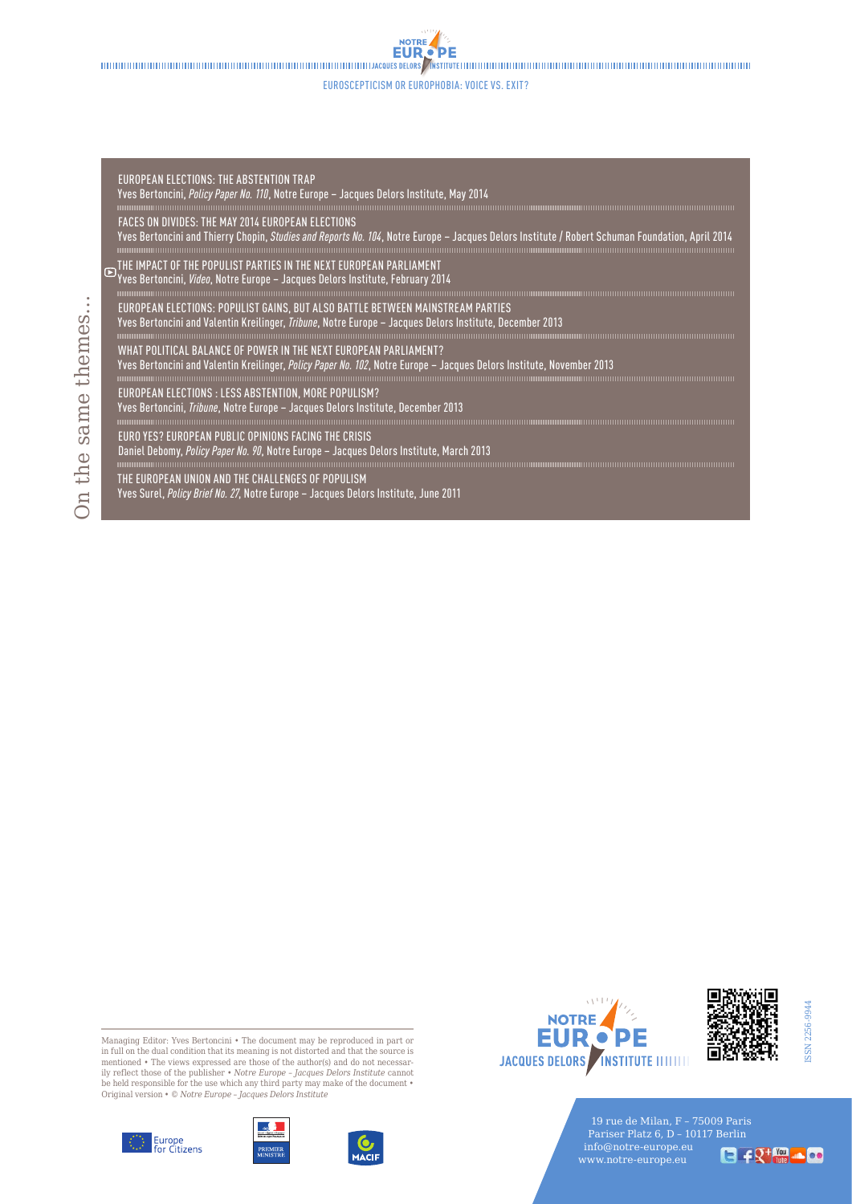## On the same themes…

EUROPEAN ELECTIONS: THE ABSTENTION TRAP
Yves Bertoncini, *Policy Paper No. 110*, Notre Europe – Jacques Delors Institute, May 2014

FACES ON DIVIDES: THE MAY 2014 EUROPEAN ELECTIONS
Yves Bertoncini and Thierry Chopin, *Studies and Reports No. 104*, Notre Europe – Jacques Delors Institute / Robert Schuman Foundation, April 2014

THE IMPACT OF THE POPULIST PARTIES IN THE NEXT EUROPEAN PARLIAMENT
Yves Bertoncini, *Video*, Notre Europe – Jacques Delors Institute, February 2014

EUROPEAN ELECTIONS: POPULIST GAINS, BUT ALSO BATTLE BETWEEN MAINSTREAM PARTIES
Yves Bertoncini and Valentin Kreilinger, *Tribune*, Notre Europe – Jacques Delors Institute, December 2013

WHAT POLITICAL BALANCE OF POWER IN THE NEXT EUROPEAN PARLIAMENT?
Yves Bertoncini and Valentin Kreilinger, *Policy Paper No. 102*, Notre Europe – Jacques Delors Institute, November 2013

EUROPEAN ELECTIONS : LESS ABSTENTION, MORE POPULISM?
Yves Bertoncini, *Tribune*, Notre Europe – Jacques Delors Institute, December 2013

EURO YES? EUROPEAN PUBLIC OPINIONS FACING THE CRISIS
Daniel Debomy, *Policy Paper No. 90*, Notre Europe – Jacques Delors Institute, March 2013

THE EUROPEAN UNION AND THE CHALLENGES OF POPULISM
Yves Surel, *Policy Brief No. 27*, Notre Europe – Jacques Delors Institute, June 2011

Managing Editor: Yves Bertoncini • The document may be reproduced in part or in full on the dual condition that its meaning is not distorted and that the source is mentioned • The views expressed are those of the author(s) and do not necessarily reflect those of the publisher • *Notre Europe – Jacques Delors Institute* cannot be held responsible for the use which any third party may make of the document • Original version • © *Notre Europe – Jacques Delors Institute*

ISSN 2256-9944

19 rue de Milan, F – 75009 Paris
Pariser Platz 6, D – 10117 Berlin
info@notre-europe.eu
www.notre-europe.eu